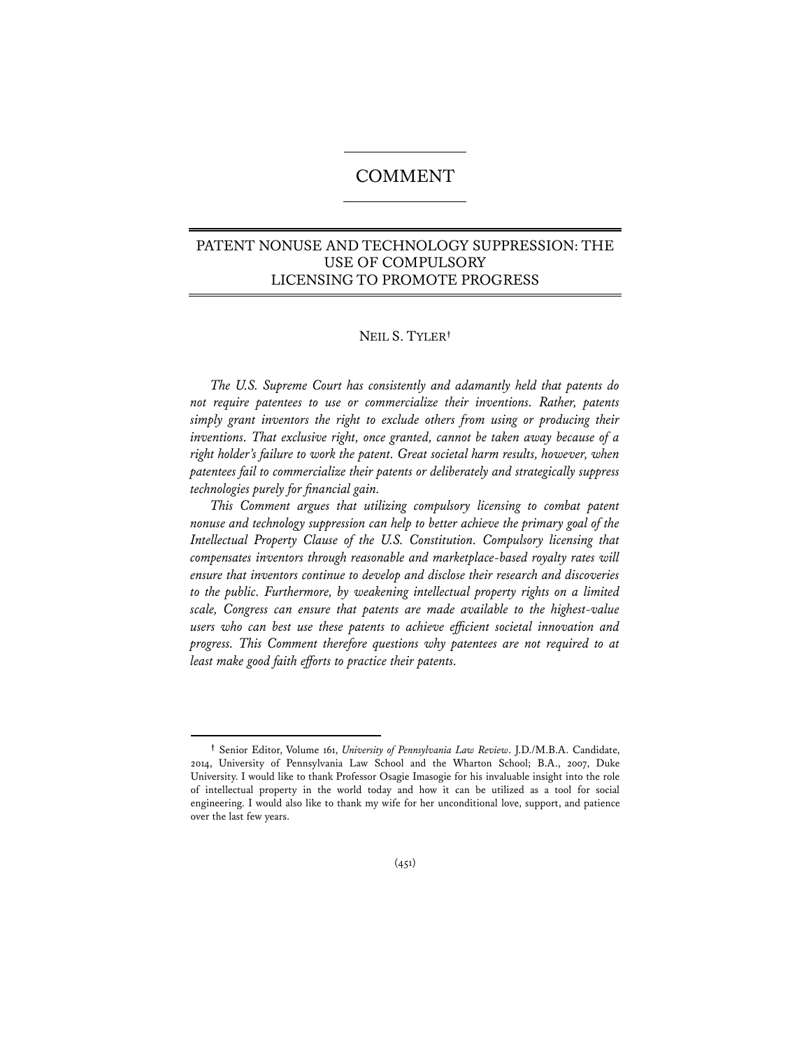# COMMENT

## PATENT NONUSE AND TECHNOLOGY SUPPRESSION: THE USE OF COMPULSORY LICENSING TO PROMOTE PROGRESS

NEIL S. TYLER[†]

*The U.S. Supreme Court has consistently and adamantly held that patents do not require patentees to use or commercialize their inventions. Rather, patents simply grant inventors the right to exclude others from using or producing their inventions. That exclusive right, once granted, cannot be taken away because of a right holder's failure to work the patent. Great societal harm results, however, when patentees fail to commercialize their patents or deliberately and strategically suppress technologies purely for financial gain.*

*This Comment argues that utilizing compulsory licensing to combat patent nonuse and technology suppression can help to better achieve the primary goal of the Intellectual Property Clause of the U.S. Constitution. Compulsory licensing that compensates inventors through reasonable and marketplace-based royalty rates will ensure that inventors continue to develop and disclose their research and discoveries to the public. Furthermore, by weakening intellectual property rights on a limited scale, Congress can ensure that patents are made available to the highest-value users who can best use these patents to achieve efficient societal innovation and progress. This Comment therefore questions why patentees are not required to at least make good faith efforts to practice their patents.*

---

[†] Senior Editor, Volume 161, *University of Pennsylvania Law Review*. J.D./M.B.A. Candidate, 2014, University of Pennsylvania Law School and the Wharton School; B.A., 2007, Duke University. I would like to thank Professor Osagie Imasogie for his invaluable insight into the role of intellectual property in the world today and how it can be utilized as a tool for social engineering. I would also like to thank my wife for her unconditional love, support, and patience over the last few years.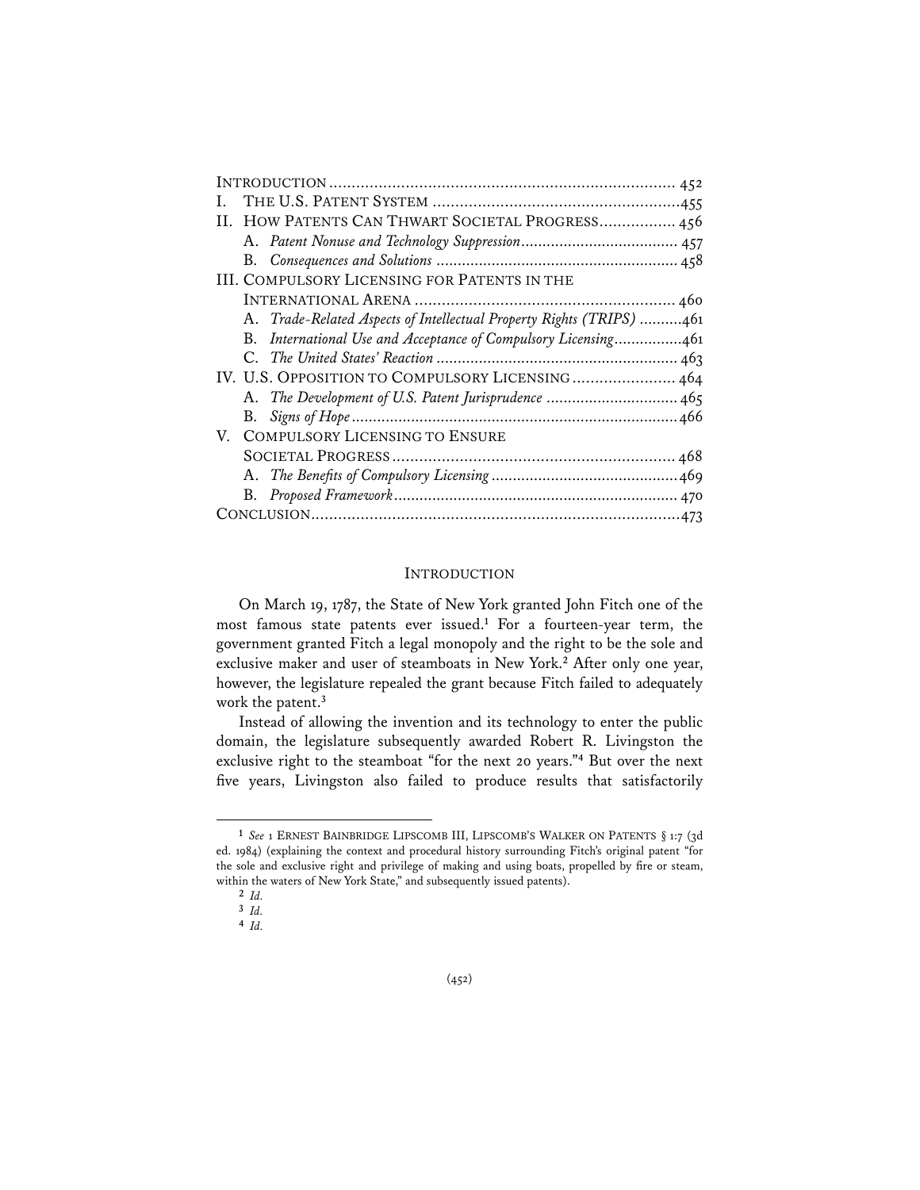| | |
|---|---|
| INTRODUCTION | 452 |
| I. THE U.S. PATENT SYSTEM | 455 |
| II. HOW PATENTS CAN THWART SOCIETAL PROGRESS | 456 |
| A. *Patent Nonuse and Technology Suppression* | 457 |
| B. *Consequences and Solutions* | 458 |
| III. COMPULSORY LICENSING FOR PATENTS IN THE INTERNATIONAL ARENA | 460 |
| A. *Trade-Related Aspects of Intellectual Property Rights (TRIPS)* | 461 |
| B. *International Use and Acceptance of Compulsory Licensing* | 461 |
| C. *The United States' Reaction* | 463 |
| IV. U.S. OPPOSITION TO COMPULSORY LICENSING | 464 |
| A. *The Development of U.S. Patent Jurisprudence* | 465 |
| B. *Signs of Hope* | 466 |
| V. COMPULSORY LICENSING TO ENSURE SOCIETAL PROGRESS | 468 |
| A. *The Benefits of Compulsory Licensing* | 469 |
| B. *Proposed Framework* | 470 |
| CONCLUSION | 473 |

## INTRODUCTION

On March 19, 1787, the State of New York granted John Fitch one of the most famous state patents ever issued.[1] For a fourteen-year term, the government granted Fitch a legal monopoly and the right to be the sole and exclusive maker and user of steamboats in New York.[2] After only one year, however, the legislature repealed the grant because Fitch failed to adequately work the patent.[3]

Instead of allowing the invention and its technology to enter the public domain, the legislature subsequently awarded Robert R. Livingston the exclusive right to the steamboat "for the next 20 years."[4] But over the next five years, Livingston also failed to produce results that satisfactorily

---

[1] *See* 1 ERNEST BAINBRIDGE LIPSCOMB III, LIPSCOMB'S WALKER ON PATENTS § 1:7 (3d ed. 1984) (explaining the context and procedural history surrounding Fitch's original patent "for the sole and exclusive right and privilege of making and using boats, propelled by fire or steam, within the waters of New York State," and subsequently issued patents).

[2] *Id.*

[3] *Id.*

[4] *Id.*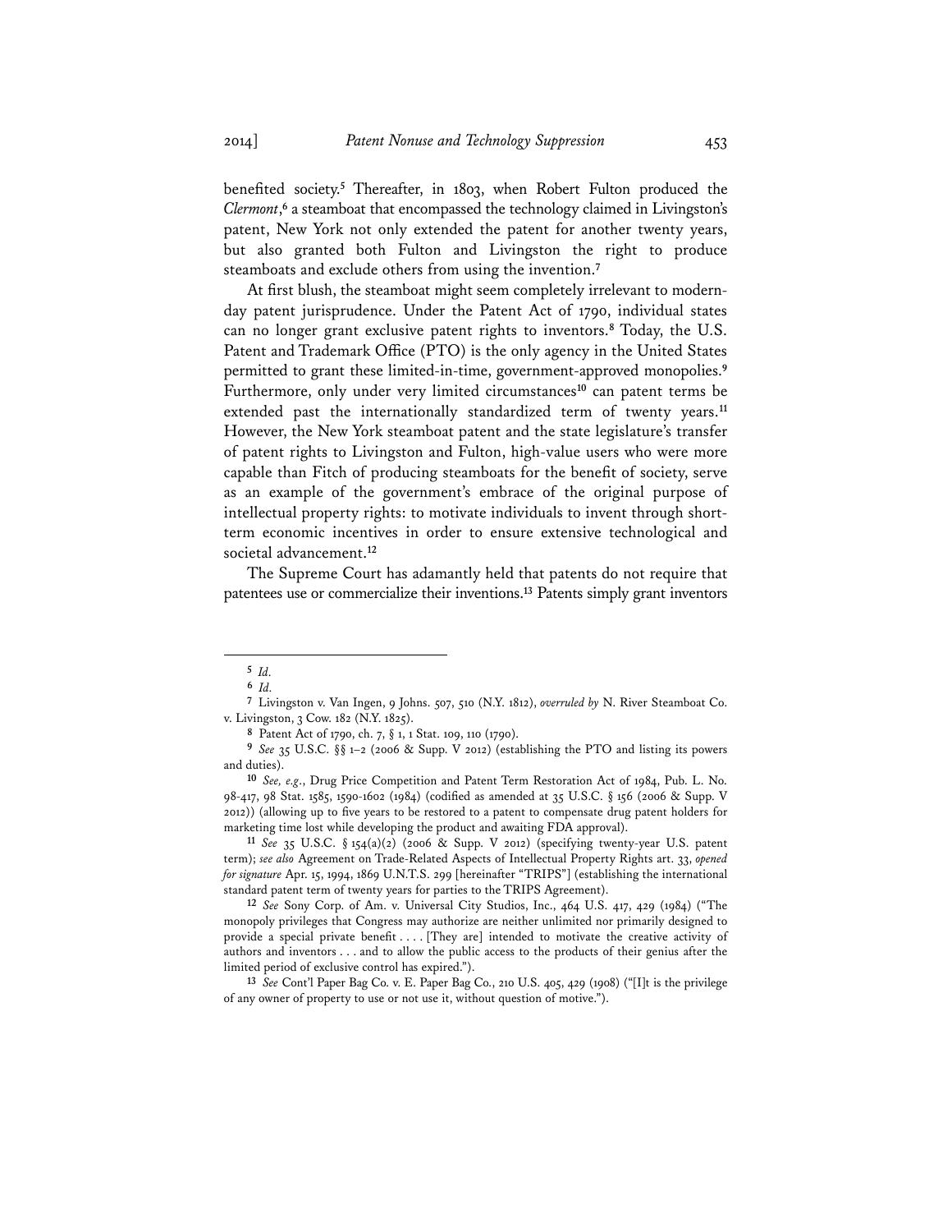benefited society.[5] Thereafter, in 1803, when Robert Fulton produced the *Clermont*,[6] a steamboat that encompassed the technology claimed in Livingston's patent, New York not only extended the patent for another twenty years, but also granted both Fulton and Livingston the right to produce steamboats and exclude others from using the invention.[7]

At first blush, the steamboat might seem completely irrelevant to modern-day patent jurisprudence. Under the Patent Act of 1790, individual states can no longer grant exclusive patent rights to inventors.[8] Today, the U.S. Patent and Trademark Office (PTO) is the only agency in the United States permitted to grant these limited-in-time, government-approved monopolies.[9] Furthermore, only under very limited circumstances[10] can patent terms be extended past the internationally standardized term of twenty years.[11] However, the New York steamboat patent and the state legislature's transfer of patent rights to Livingston and Fulton, high-value users who were more capable than Fitch of producing steamboats for the benefit of society, serve as an example of the government's embrace of the original purpose of intellectual property rights: to motivate individuals to invent through short-term economic incentives in order to ensure extensive technological and societal advancement.[12]

The Supreme Court has adamantly held that patents do not require that patentees use or commercialize their inventions.[13] Patents simply grant inventors

---

5 *Id.*

6 *Id.*

7 Livingston v. Van Ingen, 9 Johns. 507, 510 (N.Y. 1812), *overruled by* N. River Steamboat Co. v. Livingston, 3 Cow. 182 (N.Y. 1825).

8 Patent Act of 1790, ch. 7, § 1, 1 Stat. 109, 110 (1790).

9 *See* 35 U.S.C. §§ 1–2 (2006 & Supp. V 2012) (establishing the PTO and listing its powers and duties).

10 *See, e.g.*, Drug Price Competition and Patent Term Restoration Act of 1984, Pub. L. No. 98-417, 98 Stat. 1585, 1590-1602 (1984) (codified as amended at 35 U.S.C. § 156 (2006 & Supp. V 2012)) (allowing up to five years to be restored to a patent to compensate drug patent holders for marketing time lost while developing the product and awaiting FDA approval).

11 *See* 35 U.S.C. § 154(a)(2) (2006 & Supp. V 2012) (specifying twenty-year U.S. patent term); *see also* Agreement on Trade-Related Aspects of Intellectual Property Rights art. 33, *opened for signature* Apr. 15, 1994, 1869 U.N.T.S. 299 [hereinafter "TRIPS"] (establishing the international standard patent term of twenty years for parties to the TRIPS Agreement).

12 *See* Sony Corp. of Am. v. Universal City Studios, Inc., 464 U.S. 417, 429 (1984) ("The monopoly privileges that Congress may authorize are neither unlimited nor primarily designed to provide a special private benefit . . . . [They are] intended to motivate the creative activity of authors and inventors . . . and to allow the public access to the products of their genius after the limited period of exclusive control has expired.").

13 *See* Cont'l Paper Bag Co. v. E. Paper Bag Co., 210 U.S. 405, 429 (1908) ("[I]t is the privilege of any owner of property to use or not use it, without question of motive.").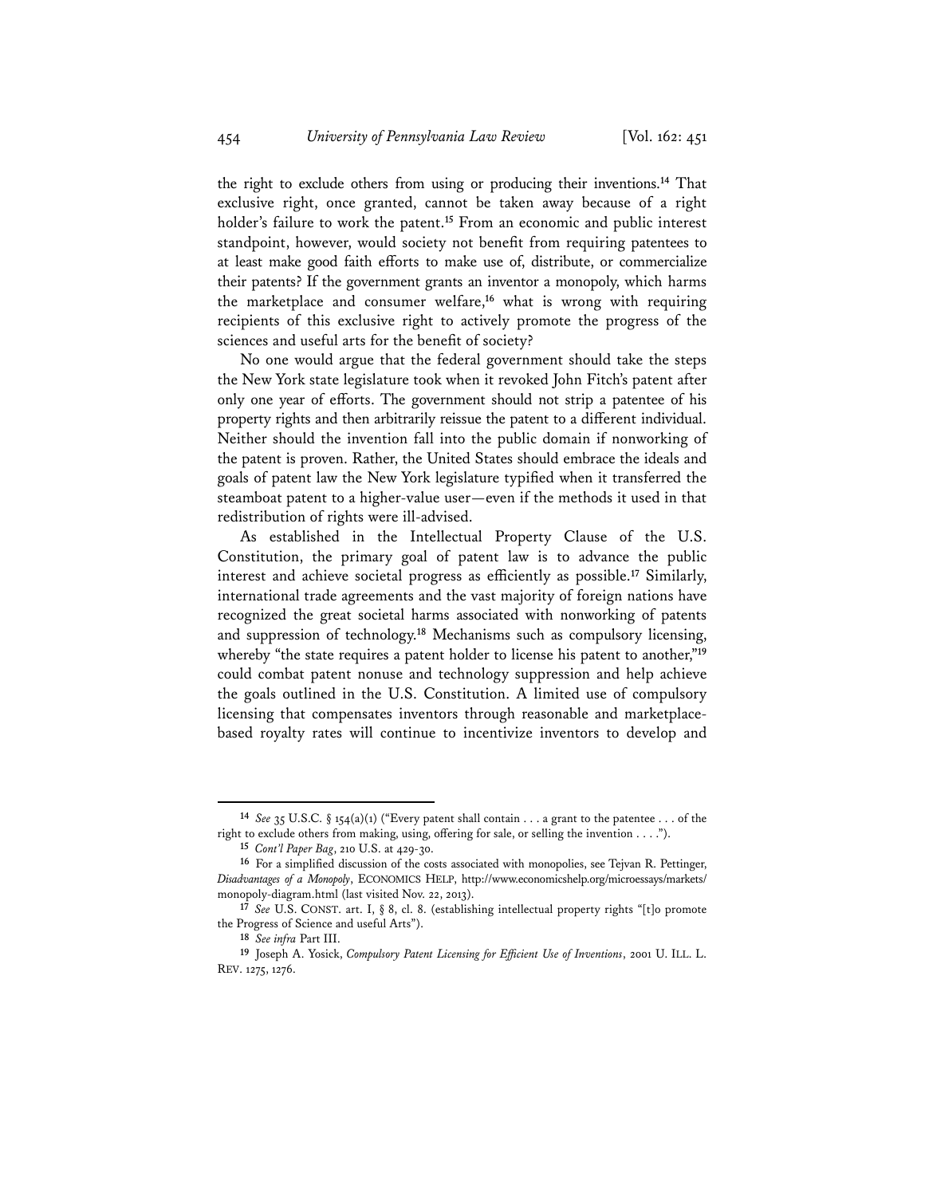the right to exclude others from using or producing their inventions.[14] That exclusive right, once granted, cannot be taken away because of a right holder's failure to work the patent.[15] From an economic and public interest standpoint, however, would society not benefit from requiring patentees to at least make good faith efforts to make use of, distribute, or commercialize their patents? If the government grants an inventor a monopoly, which harms the marketplace and consumer welfare,[16] what is wrong with requiring recipients of this exclusive right to actively promote the progress of the sciences and useful arts for the benefit of society?

No one would argue that the federal government should take the steps the New York state legislature took when it revoked John Fitch's patent after only one year of efforts. The government should not strip a patentee of his property rights and then arbitrarily reissue the patent to a different individual. Neither should the invention fall into the public domain if nonworking of the patent is proven. Rather, the United States should embrace the ideals and goals of patent law the New York legislature typified when it transferred the steamboat patent to a higher-value user—even if the methods it used in that redistribution of rights were ill-advised.

As established in the Intellectual Property Clause of the U.S. Constitution, the primary goal of patent law is to advance the public interest and achieve societal progress as efficiently as possible.[17] Similarly, international trade agreements and the vast majority of foreign nations have recognized the great societal harms associated with nonworking of patents and suppression of technology.[18] Mechanisms such as compulsory licensing, whereby "the state requires a patent holder to license his patent to another,"[19] could combat patent nonuse and technology suppression and help achieve the goals outlined in the U.S. Constitution. A limited use of compulsory licensing that compensates inventors through reasonable and marketplace-based royalty rates will continue to incentivize inventors to develop and

---

[14] *See* 35 U.S.C. § 154(a)(1) ("Every patent shall contain . . . a grant to the patentee . . . of the right to exclude others from making, using, offering for sale, or selling the invention . . . .").

[15] *Cont'l Paper Bag*, 210 U.S. at 429-30.

[16] For a simplified discussion of the costs associated with monopolies, see Tejvan R. Pettinger, *Disadvantages of a Monopoly*, ECONOMICS HELP, http://www.economicshelp.org/microessays/markets/monopoly-diagram.html (last visited Nov. 22, 2013).

[17] *See* U.S. CONST. art. I, § 8, cl. 8. (establishing intellectual property rights "[t]o promote the Progress of Science and useful Arts").

[18] *See infra* Part III.

[19] Joseph A. Yosick, *Compulsory Patent Licensing for Efficient Use of Inventions*, 2001 U. ILL. L. REV. 1275, 1276.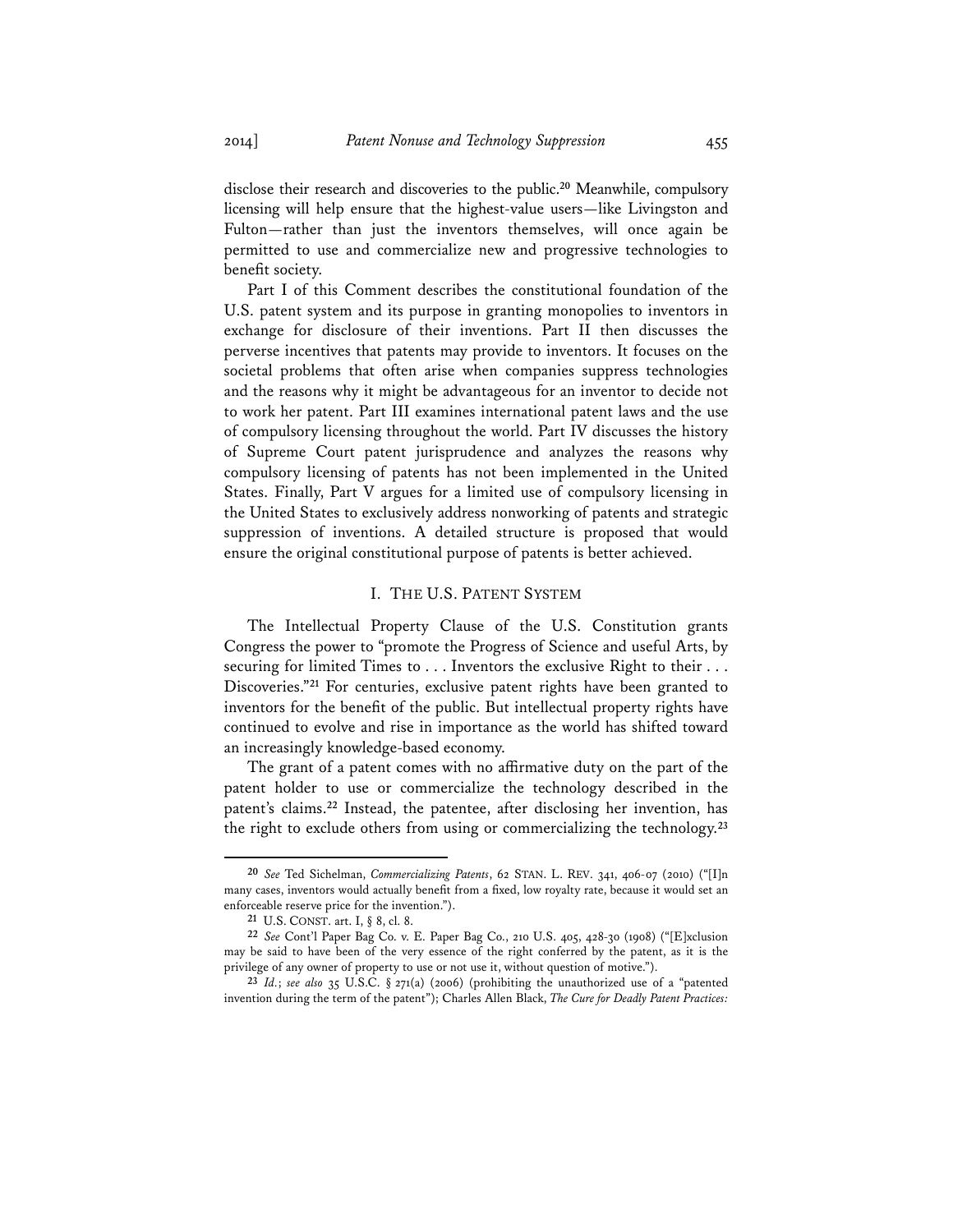disclose their research and discoveries to the public.[20] Meanwhile, compulsory licensing will help ensure that the highest-value users—like Livingston and Fulton—rather than just the inventors themselves, will once again be permitted to use and commercialize new and progressive technologies to benefit society.

Part I of this Comment describes the constitutional foundation of the U.S. patent system and its purpose in granting monopolies to inventors in exchange for disclosure of their inventions. Part II then discusses the perverse incentives that patents may provide to inventors. It focuses on the societal problems that often arise when companies suppress technologies and the reasons why it might be advantageous for an inventor to decide not to work her patent. Part III examines international patent laws and the use of compulsory licensing throughout the world. Part IV discusses the history of Supreme Court patent jurisprudence and analyzes the reasons why compulsory licensing of patents has not been implemented in the United States. Finally, Part V argues for a limited use of compulsory licensing in the United States to exclusively address nonworking of patents and strategic suppression of inventions. A detailed structure is proposed that would ensure the original constitutional purpose of patents is better achieved.

## I. THE U.S. PATENT SYSTEM

The Intellectual Property Clause of the U.S. Constitution grants Congress the power to "promote the Progress of Science and useful Arts, by securing for limited Times to . . . Inventors the exclusive Right to their . . . Discoveries."[21] For centuries, exclusive patent rights have been granted to inventors for the benefit of the public. But intellectual property rights have continued to evolve and rise in importance as the world has shifted toward an increasingly knowledge-based economy.

The grant of a patent comes with no affirmative duty on the part of the patent holder to use or commercialize the technology described in the patent's claims.[22] Instead, the patentee, after disclosing her invention, has the right to exclude others from using or commercializing the technology.[23]

---

[20] *See* Ted Sichelman, *Commercializing Patents*, 62 STAN. L. REV. 341, 406-07 (2010) ("[I]n many cases, inventors would actually benefit from a fixed, low royalty rate, because it would set an enforceable reserve price for the invention.").

[21] U.S. CONST. art. I, § 8, cl. 8.

[22] *See* Cont'l Paper Bag Co. v. E. Paper Bag Co., 210 U.S. 405, 428-30 (1908) ("[E]xclusion may be said to have been of the very essence of the right conferred by the patent, as it is the privilege of any owner of property to use or not use it, without question of motive.").

[23] *Id.*; *see also* 35 U.S.C. § 271(a) (2006) (prohibiting the unauthorized use of a "patented invention during the term of the patent"); Charles Allen Black, *The Cure for Deadly Patent Practices:*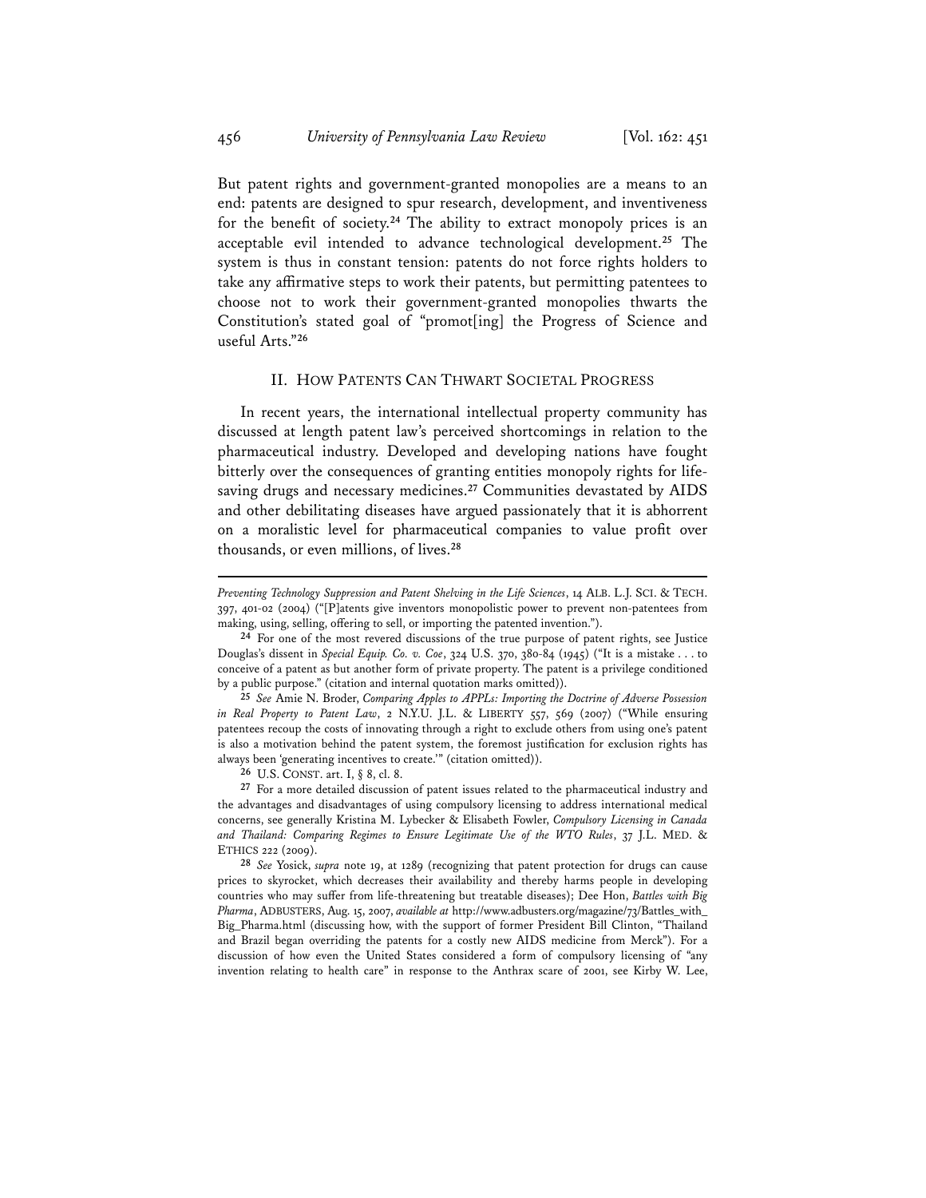But patent rights and government-granted monopolies are a means to an end: patents are designed to spur research, development, and inventiveness for the benefit of society.[24] The ability to extract monopoly prices is an acceptable evil intended to advance technological development.[25] The system is thus in constant tension: patents do not force rights holders to take any affirmative steps to work their patents, but permitting patentees to choose not to work their government-granted monopolies thwarts the Constitution's stated goal of "promot[ing] the Progress of Science and useful Arts."[26]

## II. How Patents Can Thwart Societal Progress

In recent years, the international intellectual property community has discussed at length patent law's perceived shortcomings in relation to the pharmaceutical industry. Developed and developing nations have fought bitterly over the consequences of granting entities monopoly rights for life-saving drugs and necessary medicines.[27] Communities devastated by AIDS and other debilitating diseases have argued passionately that it is abhorrent on a moralistic level for pharmaceutical companies to value profit over thousands, or even millions, of lives.[28]

---

*Preventing Technology Suppression and Patent Shelving in the Life Sciences*, 14 ALB. L.J. SCI. & TECH. 397, 401-02 (2004) ("[P]atents give inventors monopolistic power to prevent non-patentees from making, using, selling, offering to sell, or importing the patented invention.").

[24] For one of the most revered discussions of the true purpose of patent rights, see Justice Douglas's dissent in *Special Equip. Co. v. Coe*, 324 U.S. 370, 380-84 (1945) ("It is a mistake . . . to conceive of a patent as but another form of private property. The patent is a privilege conditioned by a public purpose." (citation and internal quotation marks omitted)).

[25] *See* Amie N. Broder, *Comparing Apples to APPLs: Importing the Doctrine of Adverse Possession in Real Property to Patent Law*, 2 N.Y.U. J.L. & LIBERTY 557, 569 (2007) ("While ensuring patentees recoup the costs of innovating through a right to exclude others from using one's patent is also a motivation behind the patent system, the foremost justification for exclusion rights has always been 'generating incentives to create.'" (citation omitted)).

[26] U.S. CONST. art. I, § 8, cl. 8.

[27] For a more detailed discussion of patent issues related to the pharmaceutical industry and the advantages and disadvantages of using compulsory licensing to address international medical concerns, see generally Kristina M. Lybecker & Elisabeth Fowler, *Compulsory Licensing in Canada and Thailand: Comparing Regimes to Ensure Legitimate Use of the WTO Rules*, 37 J.L. MED. & ETHICS 222 (2009).

[28] *See* Yosick, *supra* note 19, at 1289 (recognizing that patent protection for drugs can cause prices to skyrocket, which decreases their availability and thereby harms people in developing countries who may suffer from life-threatening but treatable diseases); Dee Hon, *Battles with Big Pharma*, ADBUSTERS, Aug. 15, 2007, *available at* http://www.adbusters.org/magazine/73/Battles_with_Big_Pharma.html (discussing how, with the support of former President Bill Clinton, "Thailand and Brazil began overriding the patents for a costly new AIDS medicine from Merck"). For a discussion of how even the United States considered a form of compulsory licensing of "any invention relating to health care" in response to the Anthrax scare of 2001, see Kirby W. Lee,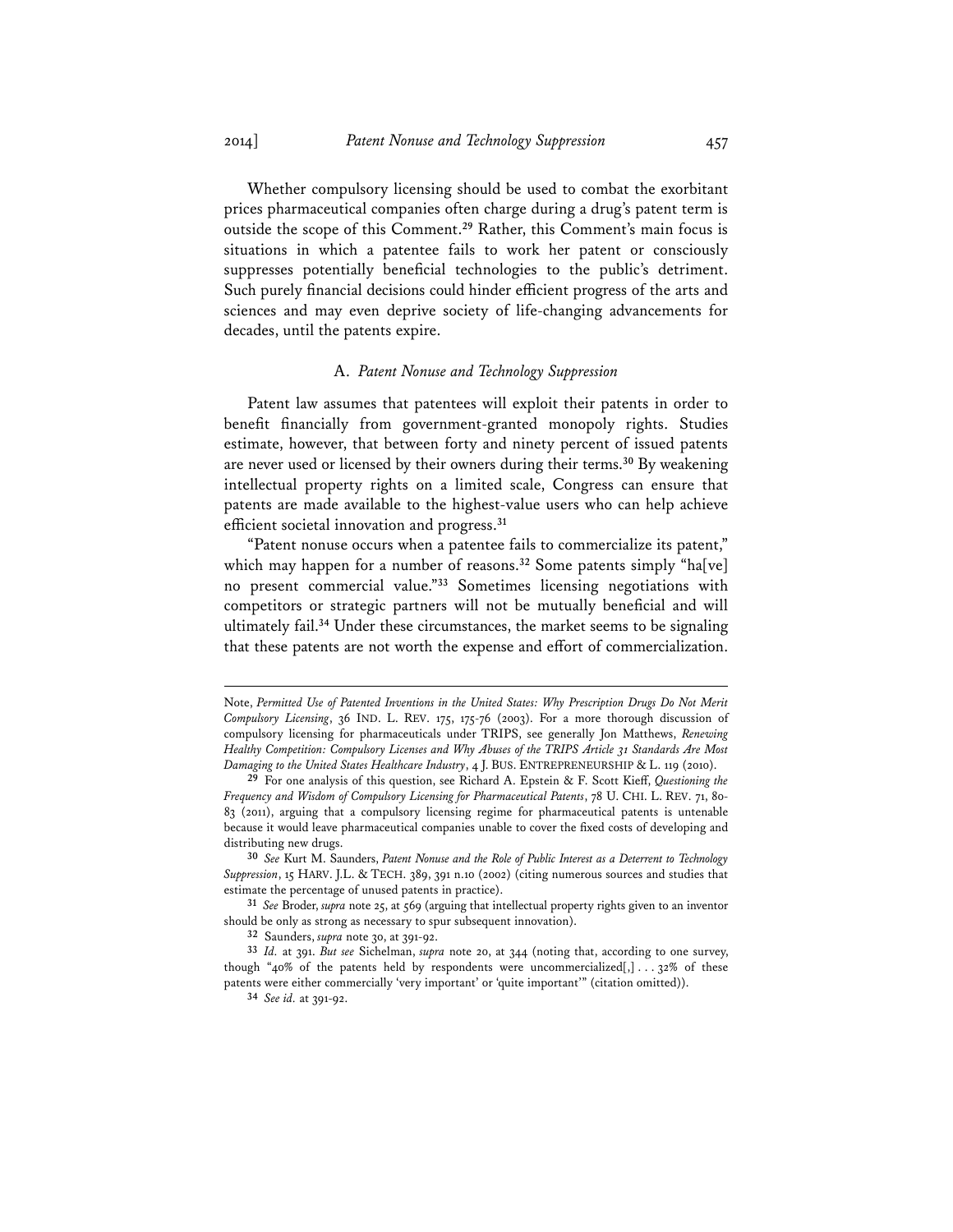Whether compulsory licensing should be used to combat the exorbitant prices pharmaceutical companies often charge during a drug's patent term is outside the scope of this Comment.[29] Rather, this Comment's main focus is situations in which a patentee fails to work her patent or consciously suppresses potentially beneficial technologies to the public's detriment. Such purely financial decisions could hinder efficient progress of the arts and sciences and may even deprive society of life-changing advancements for decades, until the patents expire.

### A. *Patent Nonuse and Technology Suppression*

Patent law assumes that patentees will exploit their patents in order to benefit financially from government-granted monopoly rights. Studies estimate, however, that between forty and ninety percent of issued patents are never used or licensed by their owners during their terms.[30] By weakening intellectual property rights on a limited scale, Congress can ensure that patents are made available to the highest-value users who can help achieve efficient societal innovation and progress.[31]

"Patent nonuse occurs when a patentee fails to commercialize its patent," which may happen for a number of reasons.[32] Some patents simply "ha[ve] no present commercial value."[33] Sometimes licensing negotiations with competitors or strategic partners will not be mutually beneficial and will ultimately fail.[34] Under these circumstances, the market seems to be signaling that these patents are not worth the expense and effort of commercialization.

---

Note, *Permitted Use of Patented Inventions in the United States: Why Prescription Drugs Do Not Merit Compulsory Licensing*, 36 IND. L. REV. 175, 175-76 (2003). For a more thorough discussion of compulsory licensing for pharmaceuticals under TRIPS, see generally Jon Matthews, *Renewing Healthy Competition: Compulsory Licenses and Why Abuses of the TRIPS Article 31 Standards Are Most Damaging to the United States Healthcare Industry*, 4 J. BUS. ENTREPRENEURSHIP & L. 119 (2010).

29 For one analysis of this question, see Richard A. Epstein & F. Scott Kieff, *Questioning the Frequency and Wisdom of Compulsory Licensing for Pharmaceutical Patents*, 78 U. CHI. L. REV. 71, 80-83 (2011), arguing that a compulsory licensing regime for pharmaceutical patents is untenable because it would leave pharmaceutical companies unable to cover the fixed costs of developing and distributing new drugs.

30 *See* Kurt M. Saunders, *Patent Nonuse and the Role of Public Interest as a Deterrent to Technology Suppression*, 15 HARV. J.L. & TECH. 389, 391 n.10 (2002) (citing numerous sources and studies that estimate the percentage of unused patents in practice).

31 *See* Broder, *supra* note 25, at 569 (arguing that intellectual property rights given to an inventor should be only as strong as necessary to spur subsequent innovation).

32 Saunders, *supra* note 30, at 391-92.

33 *Id.* at 391. *But see* Sichelman, *supra* note 20, at 344 (noting that, according to one survey, though "40% of the patents held by respondents were uncommercialized[,] . . . 32% of these patents were either commercially 'very important' or 'quite important'" (citation omitted)).

34 *See id.* at 391-92.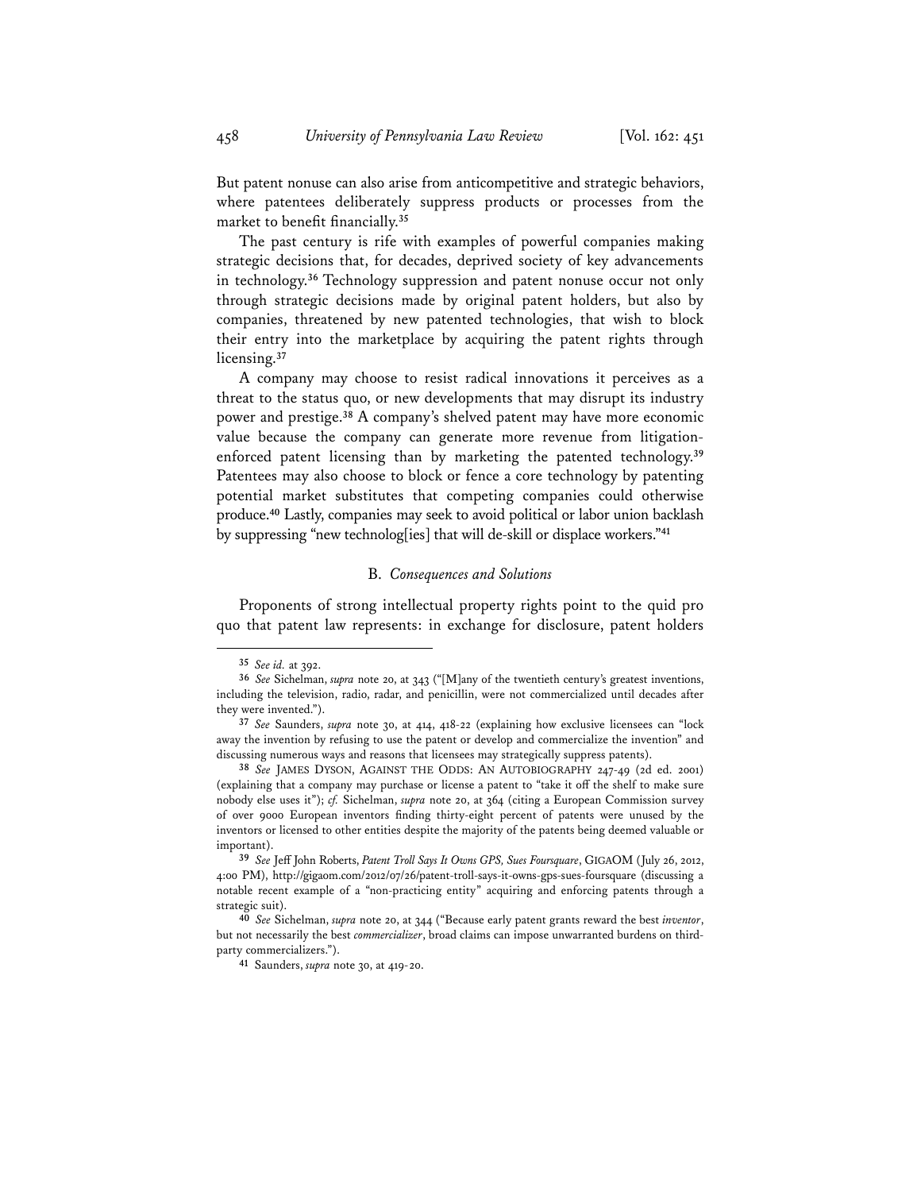But patent nonuse can also arise from anticompetitive and strategic behaviors, where patentees deliberately suppress products or processes from the market to benefit financially.[35]

The past century is rife with examples of powerful companies making strategic decisions that, for decades, deprived society of key advancements in technology.[36] Technology suppression and patent nonuse occur not only through strategic decisions made by original patent holders, but also by companies, threatened by new patented technologies, that wish to block their entry into the marketplace by acquiring the patent rights through licensing.[37]

A company may choose to resist radical innovations it perceives as a threat to the status quo, or new developments that may disrupt its industry power and prestige.[38] A company's shelved patent may have more economic value because the company can generate more revenue from litigation-enforced patent licensing than by marketing the patented technology.[39] Patentees may also choose to block or fence a core technology by patenting potential market substitutes that competing companies could otherwise produce.[40] Lastly, companies may seek to avoid political or labor union backlash by suppressing "new technolog[ies] that will de-skill or displace workers."[41]

### B. *Consequences and Solutions*

Proponents of strong intellectual property rights point to the quid pro quo that patent law represents: in exchange for disclosure, patent holders

---

[35] *See id.* at 392.

[36] *See* Sichelman, *supra* note 20, at 343 ("[M]any of the twentieth century's greatest inventions, including the television, radio, radar, and penicillin, were not commercialized until decades after they were invented.").

[37] *See* Saunders, *supra* note 30, at 414, 418-22 (explaining how exclusive licensees can "lock away the invention by refusing to use the patent or develop and commercialize the invention" and discussing numerous ways and reasons that licensees may strategically suppress patents).

[38] *See* JAMES DYSON, AGAINST THE ODDS: AN AUTOBIOGRAPHY 247-49 (2d ed. 2001) (explaining that a company may purchase or license a patent to "take it off the shelf to make sure nobody else uses it"); *cf.* Sichelman, *supra* note 20, at 364 (citing a European Commission survey of over 9000 European inventors finding thirty-eight percent of patents were unused by the inventors or licensed to other entities despite the majority of the patents being deemed valuable or important).

[39] *See* Jeff John Roberts, *Patent Troll Says It Owns GPS, Sues Foursquare*, GIGAOM (July 26, 2012, 4:00 PM), http://gigaom.com/2012/07/26/patent-troll-says-it-owns-gps-sues-foursquare (discussing a notable recent example of a "non-practicing entity" acquiring and enforcing patents through a strategic suit).

[40] *See* Sichelman, *supra* note 20, at 344 ("Because early patent grants reward the best *inventor*, but not necessarily the best *commercializer*, broad claims can impose unwarranted burdens on third-party commercializers.").

[41] Saunders, *supra* note 30, at 419-20.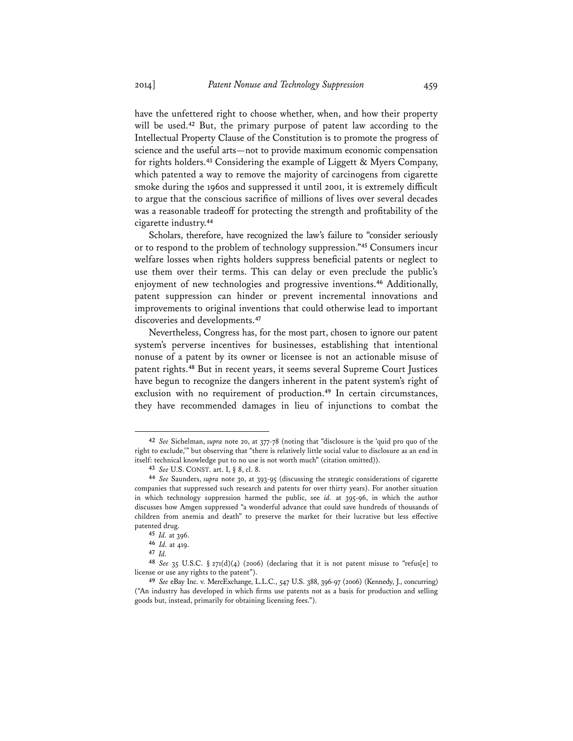have the unfettered right to choose whether, when, and how their property will be used.[42] But, the primary purpose of patent law according to the Intellectual Property Clause of the Constitution is to promote the progress of science and the useful arts—not to provide maximum economic compensation for rights holders.[43] Considering the example of Liggett & Myers Company, which patented a way to remove the majority of carcinogens from cigarette smoke during the 1960s and suppressed it until 2001, it is extremely difficult to argue that the conscious sacrifice of millions of lives over several decades was a reasonable tradeoff for protecting the strength and profitability of the cigarette industry.[44]

Scholars, therefore, have recognized the law's failure to "consider seriously or to respond to the problem of technology suppression."[45] Consumers incur welfare losses when rights holders suppress beneficial patents or neglect to use them over their terms. This can delay or even preclude the public's enjoyment of new technologies and progressive inventions.[46] Additionally, patent suppression can hinder or prevent incremental innovations and improvements to original inventions that could otherwise lead to important discoveries and developments.[47]

Nevertheless, Congress has, for the most part, chosen to ignore our patent system's perverse incentives for businesses, establishing that intentional nonuse of a patent by its owner or licensee is not an actionable misuse of patent rights.[48] But in recent years, it seems several Supreme Court Justices have begun to recognize the dangers inherent in the patent system's right of exclusion with no requirement of production.[49] In certain circumstances, they have recommended damages in lieu of injunctions to combat the

---

[42] *See* Sichelman, *supra* note 20, at 377-78 (noting that "disclosure is the 'quid pro quo of the right to exclude,'" but observing that "there is relatively little social value to disclosure as an end in itself: technical knowledge put to no use is not worth much" (citation omitted)).

[43] *See* U.S. CONST. art. I, § 8, cl. 8.

[44] *See* Saunders, *supra* note 30, at 393-95 (discussing the strategic considerations of cigarette companies that suppressed such research and patents for over thirty years). For another situation in which technology suppression harmed the public, see *id.* at 395-96, in which the author discusses how Amgen suppressed "a wonderful advance that could save hundreds of thousands of children from anemia and death" to preserve the market for their lucrative but less effective patented drug.

[45] *Id.* at 396.

[46] *Id.* at 419.

[47] *Id.*

[48] *See* 35 U.S.C. § 271(d)(4) (2006) (declaring that it is not patent misuse to "refus[e] to license or use any rights to the patent").

[49] *See* eBay Inc. v. MercExchange, L.L.C., 547 U.S. 388, 396-97 (2006) (Kennedy, J., concurring) ("An industry has developed in which firms use patents not as a basis for production and selling goods but, instead, primarily for obtaining licensing fees.").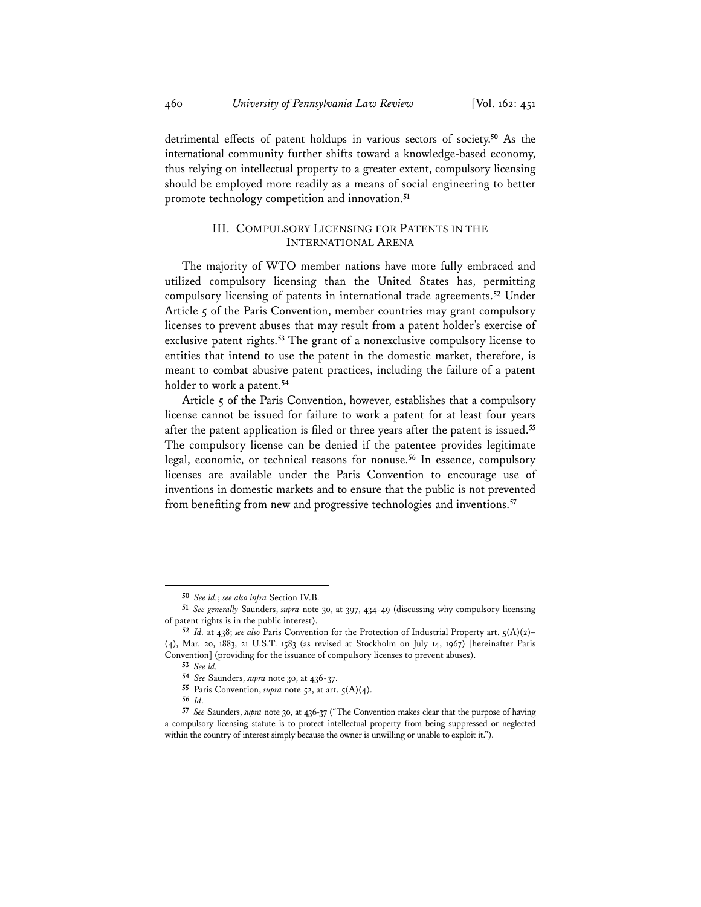detrimental effects of patent holdups in various sectors of society.[50] As the international community further shifts toward a knowledge-based economy, thus relying on intellectual property to a greater extent, compulsory licensing should be employed more readily as a means of social engineering to better promote technology competition and innovation.[51]

## III. Compulsory Licensing for Patents in the International Arena

The majority of WTO member nations have more fully embraced and utilized compulsory licensing than the United States has, permitting compulsory licensing of patents in international trade agreements.[52] Under Article 5 of the Paris Convention, member countries may grant compulsory licenses to prevent abuses that may result from a patent holder's exercise of exclusive patent rights.[53] The grant of a nonexclusive compulsory license to entities that intend to use the patent in the domestic market, therefore, is meant to combat abusive patent practices, including the failure of a patent holder to work a patent.[54]

Article 5 of the Paris Convention, however, establishes that a compulsory license cannot be issued for failure to work a patent for at least four years after the patent application is filed or three years after the patent is issued.[55] The compulsory license can be denied if the patentee provides legitimate legal, economic, or technical reasons for nonuse.[56] In essence, compulsory licenses are available under the Paris Convention to encourage use of inventions in domestic markets and to ensure that the public is not prevented from benefiting from new and progressive technologies and inventions.[57]

---

[50] *See id.*; *see also infra* Section IV.B.

[51] *See generally* Saunders, *supra* note 30, at 397, 434-49 (discussing why compulsory licensing of patent rights is in the public interest).

[52] *Id.* at 438; *see also* Paris Convention for the Protection of Industrial Property art. 5(A)(2)–(4), Mar. 20, 1883, 21 U.S.T. 1583 (as revised at Stockholm on July 14, 1967) [hereinafter Paris Convention] (providing for the issuance of compulsory licenses to prevent abuses).

[53] *See id.*

[54] *See* Saunders, *supra* note 30, at 436-37.

[55] Paris Convention, *supra* note 52, at art. 5(A)(4).

[56] *Id.*

[57] *See* Saunders, *supra* note 30, at 436-37 ("The Convention makes clear that the purpose of having a compulsory licensing statute is to protect intellectual property from being suppressed or neglected within the country of interest simply because the owner is unwilling or unable to exploit it.").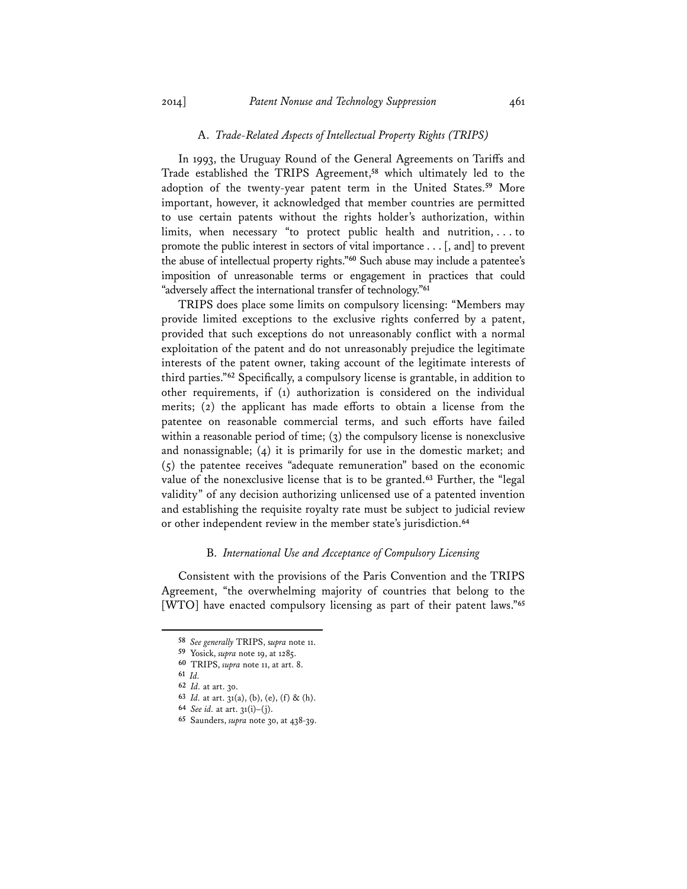### A. *Trade-Related Aspects of Intellectual Property Rights (TRIPS)*

In 1993, the Uruguay Round of the General Agreements on Tariffs and Trade established the TRIPS Agreement,[58] which ultimately led to the adoption of the twenty-year patent term in the United States.[59] More important, however, it acknowledged that member countries are permitted to use certain patents without the rights holder's authorization, within limits, when necessary "to protect public health and nutrition, . . . to promote the public interest in sectors of vital importance . . . [, and] to prevent the abuse of intellectual property rights."[60] Such abuse may include a patentee's imposition of unreasonable terms or engagement in practices that could "adversely affect the international transfer of technology."[61]

TRIPS does place some limits on compulsory licensing: "Members may provide limited exceptions to the exclusive rights conferred by a patent, provided that such exceptions do not unreasonably conflict with a normal exploitation of the patent and do not unreasonably prejudice the legitimate interests of the patent owner, taking account of the legitimate interests of third parties."[62] Specifically, a compulsory license is grantable, in addition to other requirements, if (1) authorization is considered on the individual merits; (2) the applicant has made efforts to obtain a license from the patentee on reasonable commercial terms, and such efforts have failed within a reasonable period of time; (3) the compulsory license is nonexclusive and nonassignable; (4) it is primarily for use in the domestic market; and (5) the patentee receives "adequate remuneration" based on the economic value of the nonexclusive license that is to be granted.[63] Further, the "legal validity" of any decision authorizing unlicensed use of a patented invention and establishing the requisite royalty rate must be subject to judicial review or other independent review in the member state's jurisdiction.[64]

### B. *International Use and Acceptance of Compulsory Licensing*

Consistent with the provisions of the Paris Convention and the TRIPS Agreement, "the overwhelming majority of countries that belong to the [WTO] have enacted compulsory licensing as part of their patent laws."[65]

---

[58] *See generally* TRIPS, *supra* note 11.

[59] Yosick, *supra* note 19, at 1285.

[60] TRIPS, *supra* note 11, at art. 8.

[61] *Id.*

[62] *Id.* at art. 30.

[63] *Id.* at art. 31(a), (b), (e), (f) & (h).

[64] *See id.* at art. 31(i)–(j).

[65] Saunders, *supra* note 30, at 438-39.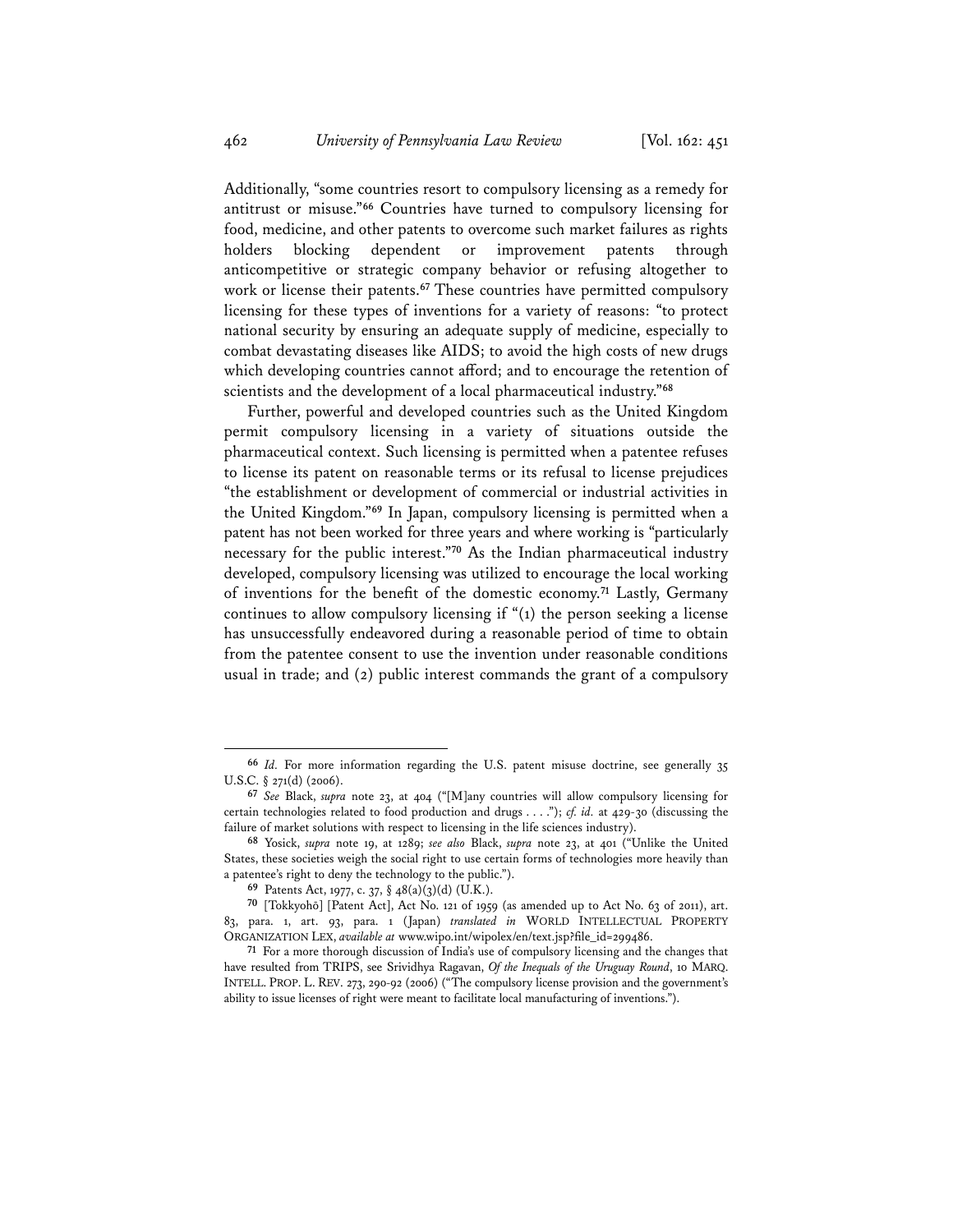Additionally, "some countries resort to compulsory licensing as a remedy for antitrust or misuse."[66] Countries have turned to compulsory licensing for food, medicine, and other patents to overcome such market failures as rights holders blocking dependent or improvement patents through anticompetitive or strategic company behavior or refusing altogether to work or license their patents.[67] These countries have permitted compulsory licensing for these types of inventions for a variety of reasons: "to protect national security by ensuring an adequate supply of medicine, especially to combat devastating diseases like AIDS; to avoid the high costs of new drugs which developing countries cannot afford; and to encourage the retention of scientists and the development of a local pharmaceutical industry."[68]

Further, powerful and developed countries such as the United Kingdom permit compulsory licensing in a variety of situations outside the pharmaceutical context. Such licensing is permitted when a patentee refuses to license its patent on reasonable terms or its refusal to license prejudices "the establishment or development of commercial or industrial activities in the United Kingdom."[69] In Japan, compulsory licensing is permitted when a patent has not been worked for three years and where working is "particularly necessary for the public interest."[70] As the Indian pharmaceutical industry developed, compulsory licensing was utilized to encourage the local working of inventions for the benefit of the domestic economy.[71] Lastly, Germany continues to allow compulsory licensing if "(1) the person seeking a license has unsuccessfully endeavored during a reasonable period of time to obtain from the patentee consent to use the invention under reasonable conditions usual in trade; and (2) public interest commands the grant of a compulsory

---

[66] *Id.* For more information regarding the U.S. patent misuse doctrine, see generally 35 U.S.C. § 271(d) (2006).

[67] *See* Black, *supra* note 23, at 404 ("[M]any countries will allow compulsory licensing for certain technologies related to food production and drugs . . . ."); *cf. id.* at 429-30 (discussing the failure of market solutions with respect to licensing in the life sciences industry).

[68] Yosick, *supra* note 19, at 1289; *see also* Black, *supra* note 23, at 401 ("Unlike the United States, these societies weigh the social right to use certain forms of technologies more heavily than a patentee's right to deny the technology to the public.").

[69] Patents Act, 1977, c. 37, § 48(a)(3)(d) (U.K.).

[70] [Tokkyohō] [Patent Act], Act No. 121 of 1959 (as amended up to Act No. 63 of 2011), art. 83, para. 1, art. 93, para. 1 (Japan) *translated in* WORLD INTELLECTUAL PROPERTY ORGANIZATION LEX, *available at* www.wipo.int/wipolex/en/text.jsp?file_id=299486.

[71] For a more thorough discussion of India's use of compulsory licensing and the changes that have resulted from TRIPS, see Srividhya Ragavan, *Of the Inequals of the Uruguay Round*, 10 MARQ. INTELL. PROP. L. REV. 273, 290-92 (2006) ("The compulsory license provision and the government's ability to issue licenses of right were meant to facilitate local manufacturing of inventions.").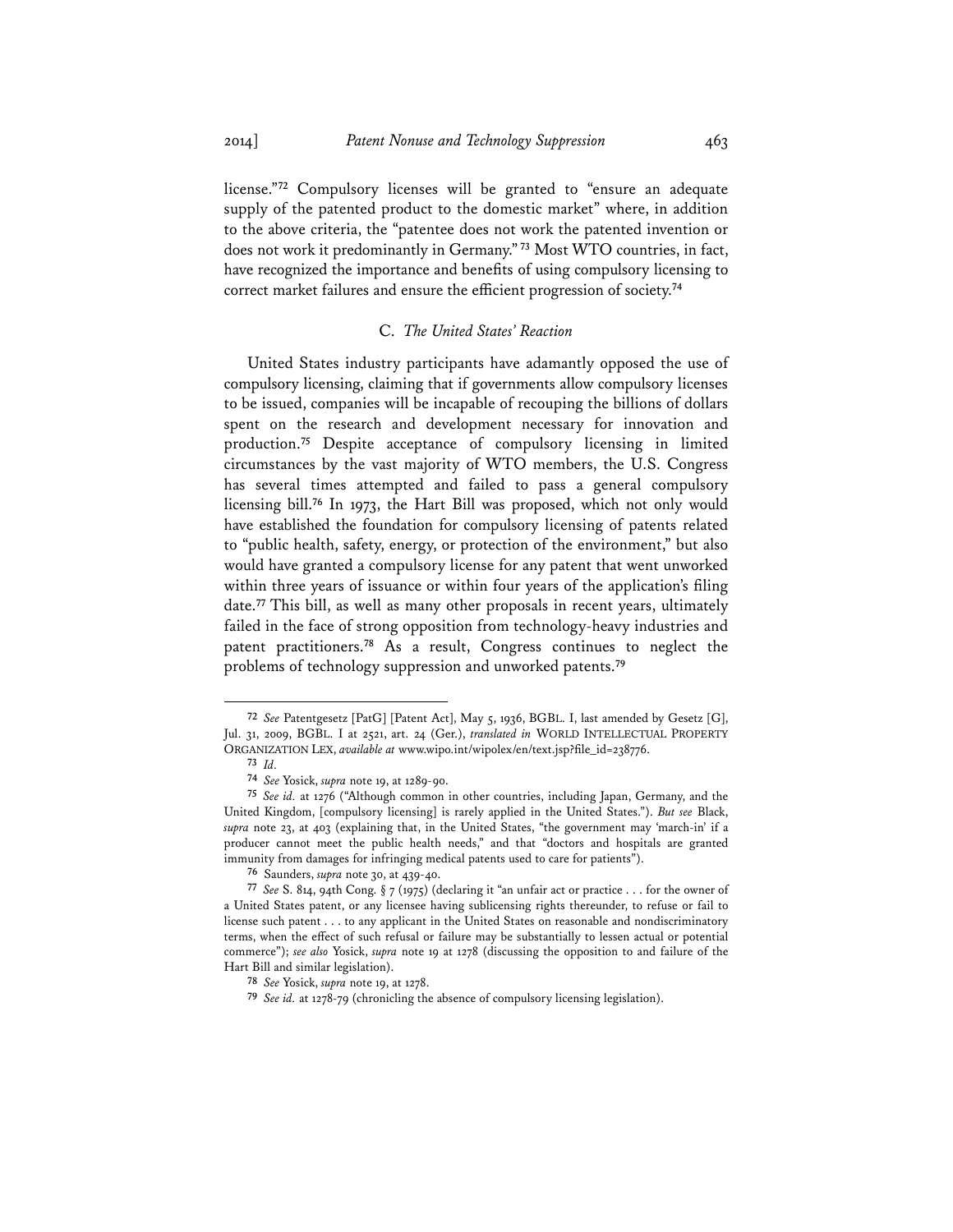license."[72] Compulsory licenses will be granted to "ensure an adequate supply of the patented product to the domestic market" where, in addition to the above criteria, the "patentee does not work the patented invention or does not work it predominantly in Germany."[73] Most WTO countries, in fact, have recognized the importance and benefits of using compulsory licensing to correct market failures and ensure the efficient progression of society.[74]

### C. *The United States' Reaction*

United States industry participants have adamantly opposed the use of compulsory licensing, claiming that if governments allow compulsory licenses to be issued, companies will be incapable of recouping the billions of dollars spent on the research and development necessary for innovation and production.[75] Despite acceptance of compulsory licensing in limited circumstances by the vast majority of WTO members, the U.S. Congress has several times attempted and failed to pass a general compulsory licensing bill.[76] In 1973, the Hart Bill was proposed, which not only would have established the foundation for compulsory licensing of patents related to "public health, safety, energy, or protection of the environment," but also would have granted a compulsory license for any patent that went unworked within three years of issuance or within four years of the application's filing date.[77] This bill, as well as many other proposals in recent years, ultimately failed in the face of strong opposition from technology-heavy industries and patent practitioners.[78] As a result, Congress continues to neglect the problems of technology suppression and unworked patents.[79]

---

[72] *See* Patentgesetz [PatG] [Patent Act], May 5, 1936, BGBL. I, last amended by Gesetz [G], Jul. 31, 2009, BGBL. I at 2521, art. 24 (Ger.), *translated in* WORLD INTELLECTUAL PROPERTY ORGANIZATION LEX, *available at* www.wipo.int/wipolex/en/text.jsp?file_id=238776.

[73] *Id.*

[74] *See* Yosick, *supra* note 19, at 1289-90.

[75] *See id.* at 1276 ("Although common in other countries, including Japan, Germany, and the United Kingdom, [compulsory licensing] is rarely applied in the United States."). *But see* Black, *supra* note 23, at 403 (explaining that, in the United States, "the government may 'march-in' if a producer cannot meet the public health needs," and that "doctors and hospitals are granted immunity from damages for infringing medical patents used to care for patients").

[76] Saunders, *supra* note 30, at 439-40.

[77] *See* S. 814, 94th Cong. § 7 (1975) (declaring it "an unfair act or practice . . . for the owner of a United States patent, or any licensee having sublicensing rights thereunder, to refuse or fail to license such patent . . . to any applicant in the United States on reasonable and nondiscriminatory terms, when the effect of such refusal or failure may be substantially to lessen actual or potential commerce"); *see also* Yosick, *supra* note 19 at 1278 (discussing the opposition to and failure of the Hart Bill and similar legislation).

[78] *See* Yosick, *supra* note 19, at 1278.

[79] *See id.* at 1278-79 (chronicling the absence of compulsory licensing legislation).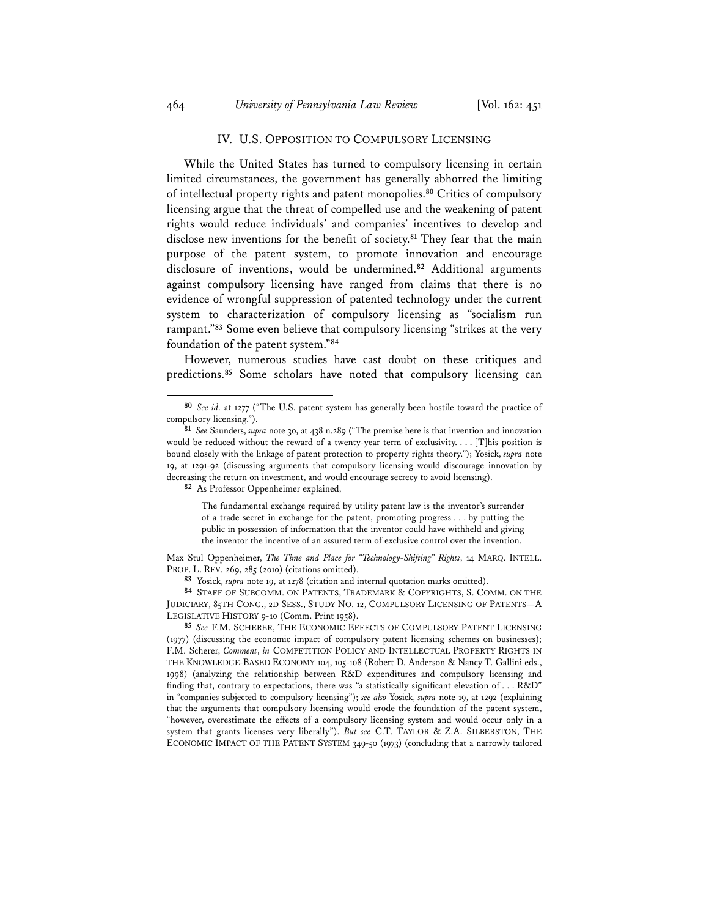## IV. U.S. OPPOSITION TO COMPULSORY LICENSING

While the United States has turned to compulsory licensing in certain limited circumstances, the government has generally abhorred the limiting of intellectual property rights and patent monopolies.[80] Critics of compulsory licensing argue that the threat of compelled use and the weakening of patent rights would reduce individuals' and companies' incentives to develop and disclose new inventions for the benefit of society.[81] They fear that the main purpose of the patent system, to promote innovation and encourage disclosure of inventions, would be undermined.[82] Additional arguments against compulsory licensing have ranged from claims that there is no evidence of wrongful suppression of patented technology under the current system to characterization of compulsory licensing as "socialism run rampant."[83] Some even believe that compulsory licensing "strikes at the very foundation of the patent system."[84]

However, numerous studies have cast doubt on these critiques and predictions.[85] Some scholars have noted that compulsory licensing can

---

[80] *See id.* at 1277 ("The U.S. patent system has generally been hostile toward the practice of compulsory licensing.").

[81] *See* Saunders, *supra* note 30, at 438 n.289 ("The premise here is that invention and innovation would be reduced without the reward of a twenty-year term of exclusivity. . . . [T]his position is bound closely with the linkage of patent protection to property rights theory."); Yosick, *supra* note 19, at 1291-92 (discussing arguments that compulsory licensing would discourage innovation by decreasing the return on investment, and would encourage secrecy to avoid licensing).

[82] As Professor Oppenheimer explained,

> The fundamental exchange required by utility patent law is the inventor's surrender of a trade secret in exchange for the patent, promoting progress . . . by putting the public in possession of information that the inventor could have withheld and giving the inventor the incentive of an assured term of exclusive control over the invention.

Max Stul Oppenheimer, *The Time and Place for "Technology-Shifting" Rights*, 14 MARQ. INTELL. PROP. L. REV. 269, 285 (2010) (citations omitted).

[83] Yosick, *supra* note 19, at 1278 (citation and internal quotation marks omitted).

[84] STAFF OF SUBCOMM. ON PATENTS, TRADEMARK & COPYRIGHTS, S. COMM. ON THE JUDICIARY, 85TH CONG., 2D SESS., STUDY NO. 12, COMPULSORY LICENSING OF PATENTS—A LEGISLATIVE HISTORY 9-10 (Comm. Print 1958).

[85] *See* F.M. SCHERER, THE ECONOMIC EFFECTS OF COMPULSORY PATENT LICENSING (1977) (discussing the economic impact of compulsory patent licensing schemes on businesses); F.M. Scherer, *Comment*, *in* COMPETITION POLICY AND INTELLECTUAL PROPERTY RIGHTS IN THE KNOWLEDGE-BASED ECONOMY 104, 105-108 (Robert D. Anderson & Nancy T. Gallini eds., 1998) (analyzing the relationship between R&D expenditures and compulsory licensing and finding that, contrary to expectations, there was "a statistically significant elevation of . . . R&D" in "companies subjected to compulsory licensing"); *see also* Yosick, *supra* note 19, at 1292 (explaining that the arguments that compulsory licensing would erode the foundation of the patent system, "however, overestimate the effects of a compulsory licensing system and would occur only in a system that grants licenses very liberally"). *But see* C.T. TAYLOR & Z.A. SILBERSTON, THE ECONOMIC IMPACT OF THE PATENT SYSTEM 349-50 (1973) (concluding that a narrowly tailored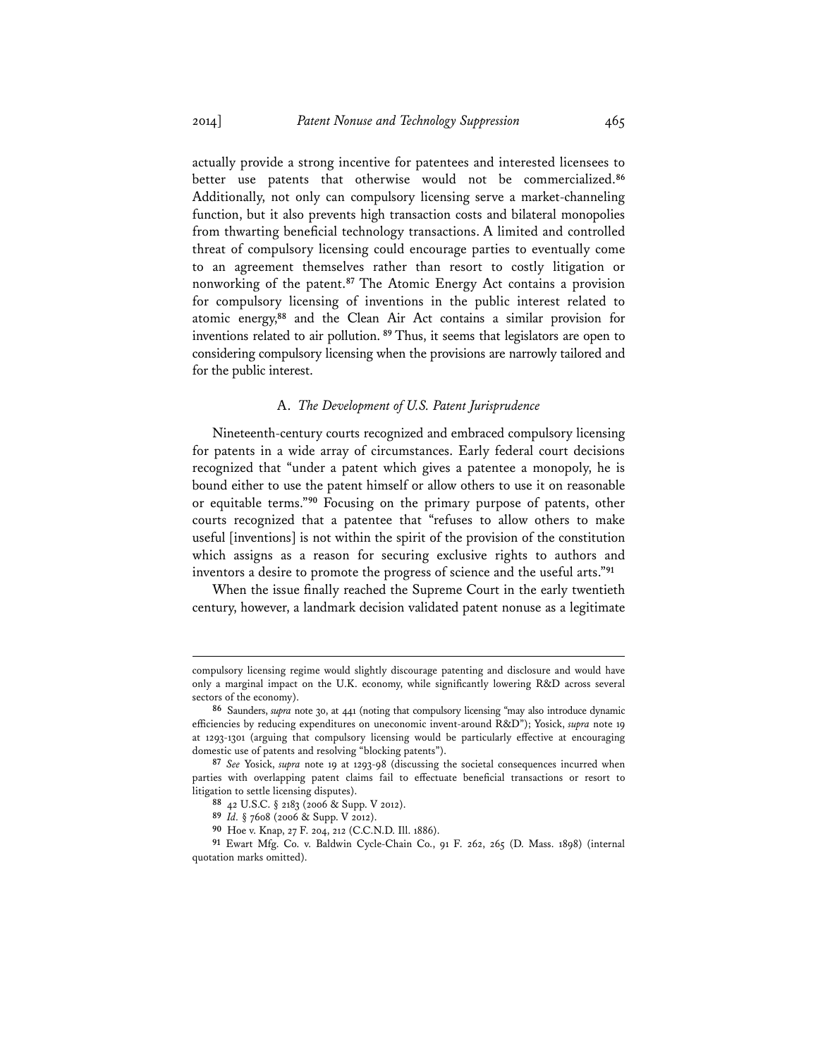actually provide a strong incentive for patentees and interested licensees to better use patents that otherwise would not be commercialized.[86] Additionally, not only can compulsory licensing serve a market-channeling function, but it also prevents high transaction costs and bilateral monopolies from thwarting beneficial technology transactions. A limited and controlled threat of compulsory licensing could encourage parties to eventually come to an agreement themselves rather than resort to costly litigation or nonworking of the patent.[87] The Atomic Energy Act contains a provision for compulsory licensing of inventions in the public interest related to atomic energy,[88] and the Clean Air Act contains a similar provision for inventions related to air pollution.[89] Thus, it seems that legislators are open to considering compulsory licensing when the provisions are narrowly tailored and for the public interest.

### A. *The Development of U.S. Patent Jurisprudence*

Nineteenth-century courts recognized and embraced compulsory licensing for patents in a wide array of circumstances. Early federal court decisions recognized that "under a patent which gives a patentee a monopoly, he is bound either to use the patent himself or allow others to use it on reasonable or equitable terms."[90] Focusing on the primary purpose of patents, other courts recognized that a patentee that "refuses to allow others to make useful [inventions] is not within the spirit of the provision of the constitution which assigns as a reason for securing exclusive rights to authors and inventors a desire to promote the progress of science and the useful arts."[91]

When the issue finally reached the Supreme Court in the early twentieth century, however, a landmark decision validated patent nonuse as a legitimate

---

compulsory licensing regime would slightly discourage patenting and disclosure and would have only a marginal impact on the U.K. economy, while significantly lowering R&D across several sectors of the economy).

86 Saunders, *supra* note 30, at 441 (noting that compulsory licensing "may also introduce dynamic efficiencies by reducing expenditures on uneconomic invent-around R&D"); Yosick, *supra* note 19 at 1293-1301 (arguing that compulsory licensing would be particularly effective at encouraging domestic use of patents and resolving "blocking patents").

87 *See* Yosick, *supra* note 19 at 1293-98 (discussing the societal consequences incurred when parties with overlapping patent claims fail to effectuate beneficial transactions or resort to litigation to settle licensing disputes).

88 42 U.S.C. § 2183 (2006 & Supp. V 2012).

89 *Id.* § 7608 (2006 & Supp. V 2012).

90 Hoe v. Knap, 27 F. 204, 212 (C.C.N.D. Ill. 1886).

91 Ewart Mfg. Co. v. Baldwin Cycle-Chain Co., 91 F. 262, 265 (D. Mass. 1898) (internal quotation marks omitted).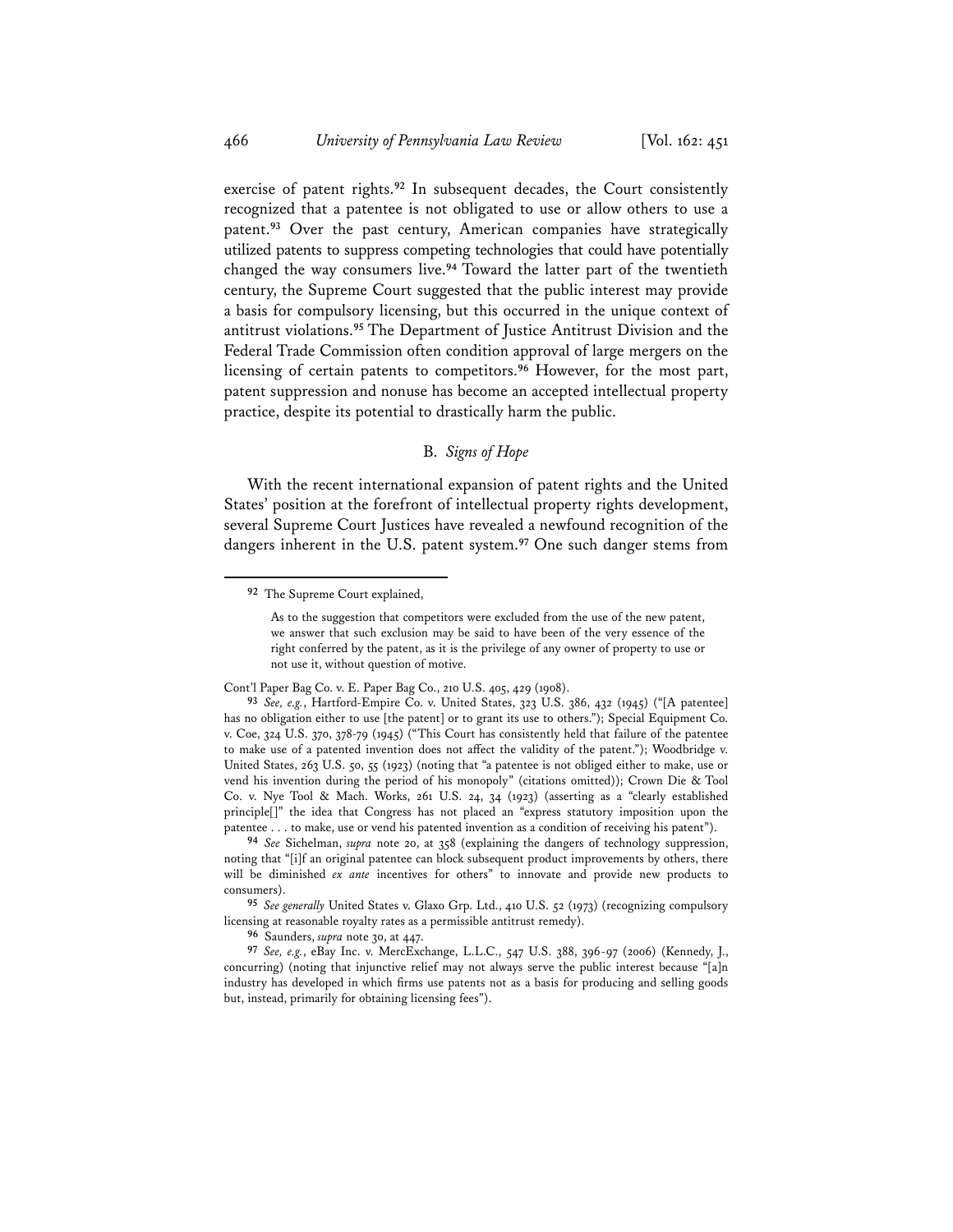exercise of patent rights.[92] In subsequent decades, the Court consistently recognized that a patentee is not obligated to use or allow others to use a patent.[93] Over the past century, American companies have strategically utilized patents to suppress competing technologies that could have potentially changed the way consumers live.[94] Toward the latter part of the twentieth century, the Supreme Court suggested that the public interest may provide a basis for compulsory licensing, but this occurred in the unique context of antitrust violations.[95] The Department of Justice Antitrust Division and the Federal Trade Commission often condition approval of large mergers on the licensing of certain patents to competitors.[96] However, for the most part, patent suppression and nonuse has become an accepted intellectual property practice, despite its potential to drastically harm the public.

### B. *Signs of Hope*

With the recent international expansion of patent rights and the United States' position at the forefront of intellectual property rights development, several Supreme Court Justices have revealed a newfound recognition of the dangers inherent in the U.S. patent system.[97] One such danger stems from

---

[92] The Supreme Court explained,

> As to the suggestion that competitors were excluded from the use of the new patent, we answer that such exclusion may be said to have been of the very essence of the right conferred by the patent, as it is the privilege of any owner of property to use or not use it, without question of motive.

Cont'l Paper Bag Co. v. E. Paper Bag Co., 210 U.S. 405, 429 (1908).

[93] *See, e.g.*, Hartford-Empire Co. v. United States, 323 U.S. 386, 432 (1945) ("[A patentee] has no obligation either to use [the patent] or to grant its use to others."); Special Equipment Co. v. Coe, 324 U.S. 370, 378-79 (1945) ("This Court has consistently held that failure of the patentee to make use of a patented invention does not affect the validity of the patent."); Woodbridge v. United States, 263 U.S. 50, 55 (1923) (noting that "a patentee is not obliged either to make, use or vend his invention during the period of his monopoly" (citations omitted)); Crown Die & Tool Co. v. Nye Tool & Mach. Works, 261 U.S. 24, 34 (1923) (asserting as a "clearly established principle[]" the idea that Congress has not placed an "express statutory imposition upon the patentee . . . to make, use or vend his patented invention as a condition of receiving his patent").

[94] *See* Sichelman, *supra* note 20, at 358 (explaining the dangers of technology suppression, noting that "[i]f an original patentee can block subsequent product improvements by others, there will be diminished *ex ante* incentives for others" to innovate and provide new products to consumers).

[95] *See generally* United States v. Glaxo Grp. Ltd., 410 U.S. 52 (1973) (recognizing compulsory licensing at reasonable royalty rates as a permissible antitrust remedy).

[96] Saunders, *supra* note 30, at 447.

[97] *See, e.g.*, eBay Inc. v. MercExchange, L.L.C., 547 U.S. 388, 396-97 (2006) (Kennedy, J., concurring) (noting that injunctive relief may not always serve the public interest because "[a]n industry has developed in which firms use patents not as a basis for producing and selling goods but, instead, primarily for obtaining licensing fees").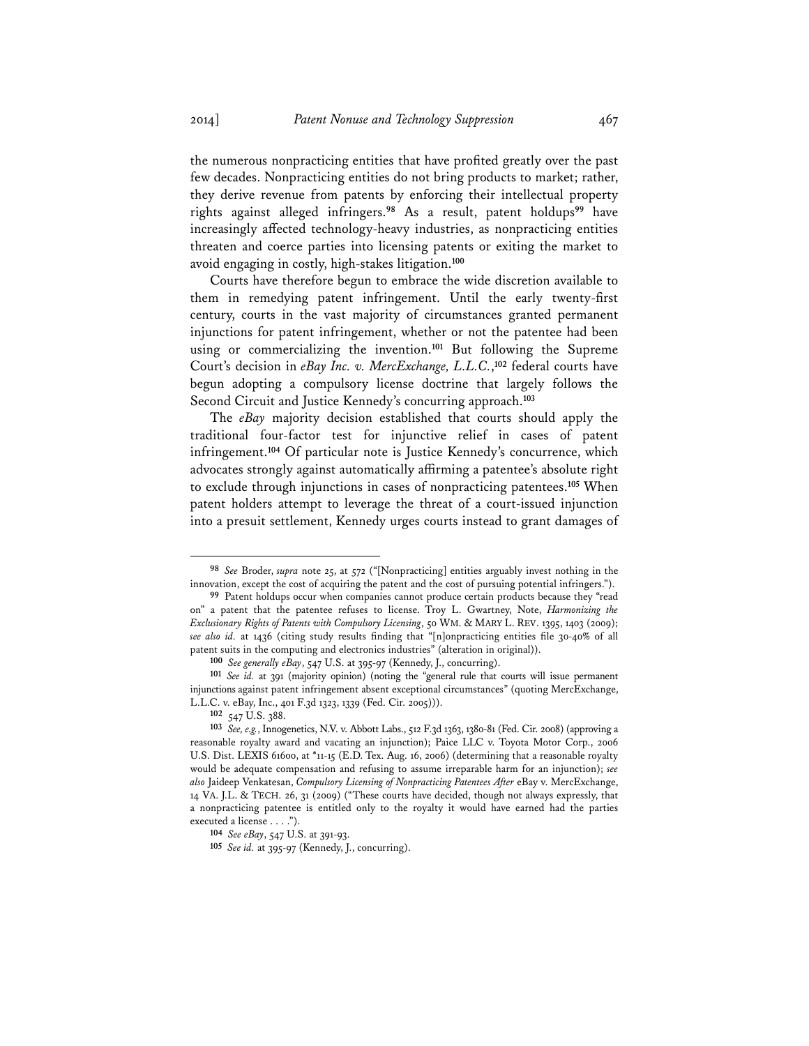the numerous nonpracticing entities that have profited greatly over the past few decades. Nonpracticing entities do not bring products to market; rather, they derive revenue from patents by enforcing their intellectual property rights against alleged infringers.[98] As a result, patent holdups[99] have increasingly affected technology-heavy industries, as nonpracticing entities threaten and coerce parties into licensing patents or exiting the market to avoid engaging in costly, high-stakes litigation.[100]

Courts have therefore begun to embrace the wide discretion available to them in remedying patent infringement. Until the early twenty-first century, courts in the vast majority of circumstances granted permanent injunctions for patent infringement, whether or not the patentee had been using or commercializing the invention.[101] But following the Supreme Court's decision in *eBay Inc. v. MercExchange, L.L.C.*,[102] federal courts have begun adopting a compulsory license doctrine that largely follows the Second Circuit and Justice Kennedy's concurring approach.[103]

The *eBay* majority decision established that courts should apply the traditional four-factor test for injunctive relief in cases of patent infringement.[104] Of particular note is Justice Kennedy's concurrence, which advocates strongly against automatically affirming a patentee's absolute right to exclude through injunctions in cases of nonpracticing patentees.[105] When patent holders attempt to leverage the threat of a court-issued injunction into a presuit settlement, Kennedy urges courts instead to grant damages of

---

**98** *See* Broder, *supra* note 25, at 572 ("[Nonpracticing] entities arguably invest nothing in the innovation, except the cost of acquiring the patent and the cost of pursuing potential infringers.").

**99** Patent holdups occur when companies cannot produce certain products because they "read on" a patent that the patentee refuses to license. Troy L. Gwartney, Note, *Harmonizing the Exclusionary Rights of Patents with Compulsory Licensing*, 50 WM. & MARY L. REV. 1395, 1403 (2009); *see also id.* at 1436 (citing study results finding that "[n]onpracticing entities file 30-40% of all patent suits in the computing and electronics industries" (alteration in original)).

**100** *See generally eBay*, 547 U.S. at 395-97 (Kennedy, J., concurring).

**101** *See id.* at 391 (majority opinion) (noting the "general rule that courts will issue permanent injunctions against patent infringement absent exceptional circumstances" (quoting MercExchange, L.L.C. v. eBay, Inc., 401 F.3d 1323, 1339 (Fed. Cir. 2005))).

**102** 547 U.S. 388.

**103** *See, e.g.*, Innogenetics, N.V. v. Abbott Labs., 512 F.3d 1363, 1380-81 (Fed. Cir. 2008) (approving a reasonable royalty award and vacating an injunction); Paice LLC v. Toyota Motor Corp., 2006 U.S. Dist. LEXIS 61600, at \*11-15 (E.D. Tex. Aug. 16, 2006) (determining that a reasonable royalty would be adequate compensation and refusing to assume irreparable harm for an injunction); *see also* Jaideep Venkatesan, *Compulsory Licensing of Nonpracticing Patentees After* eBay v. MercExchange, 14 VA. J.L. & TECH. 26, 31 (2009) ("These courts have decided, though not always expressly, that a nonpracticing patentee is entitled only to the royalty it would have earned had the parties executed a license . . . .").

**104** *See eBay*, 547 U.S. at 391-93.

**105** *See id.* at 395-97 (Kennedy, J., concurring).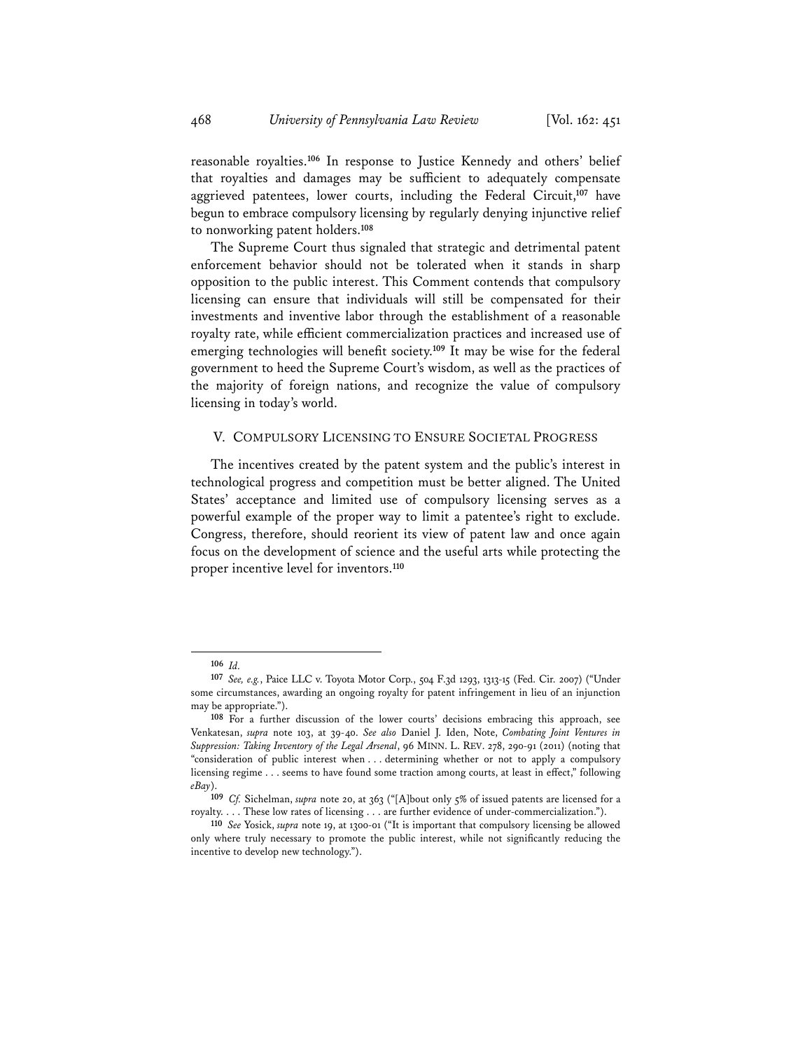reasonable royalties.[106] In response to Justice Kennedy and others' belief that royalties and damages may be sufficient to adequately compensate aggrieved patentees, lower courts, including the Federal Circuit,[107] have begun to embrace compulsory licensing by regularly denying injunctive relief to nonworking patent holders.[108]

The Supreme Court thus signaled that strategic and detrimental patent enforcement behavior should not be tolerated when it stands in sharp opposition to the public interest. This Comment contends that compulsory licensing can ensure that individuals will still be compensated for their investments and inventive labor through the establishment of a reasonable royalty rate, while efficient commercialization practices and increased use of emerging technologies will benefit society.[109] It may be wise for the federal government to heed the Supreme Court's wisdom, as well as the practices of the majority of foreign nations, and recognize the value of compulsory licensing in today's world.

## V. COMPULSORY LICENSING TO ENSURE SOCIETAL PROGRESS

The incentives created by the patent system and the public's interest in technological progress and competition must be better aligned. The United States' acceptance and limited use of compulsory licensing serves as a powerful example of the proper way to limit a patentee's right to exclude. Congress, therefore, should reorient its view of patent law and once again focus on the development of science and the useful arts while protecting the proper incentive level for inventors.[110]

---

[106] *Id.*

[107] *See, e.g.*, Paice LLC v. Toyota Motor Corp., 504 F.3d 1293, 1313-15 (Fed. Cir. 2007) ("Under some circumstances, awarding an ongoing royalty for patent infringement in lieu of an injunction may be appropriate.").

[108] For a further discussion of the lower courts' decisions embracing this approach, see Venkatesan, *supra* note 103, at 39-40. *See also* Daniel J. Iden, Note, *Combating Joint Ventures in Suppression: Taking Inventory of the Legal Arsenal*, 96 MINN. L. REV. 278, 290-91 (2011) (noting that "consideration of public interest when . . . determining whether or not to apply a compulsory licensing regime . . . seems to have found some traction among courts, at least in effect," following *eBay*).

[109] *Cf.* Sichelman, *supra* note 20, at 363 ("[A]bout only 5% of issued patents are licensed for a royalty. . . . These low rates of licensing . . . are further evidence of under-commercialization.").

[110] *See* Yosick, *supra* note 19, at 1300-01 ("It is important that compulsory licensing be allowed only where truly necessary to promote the public interest, while not significantly reducing the incentive to develop new technology.").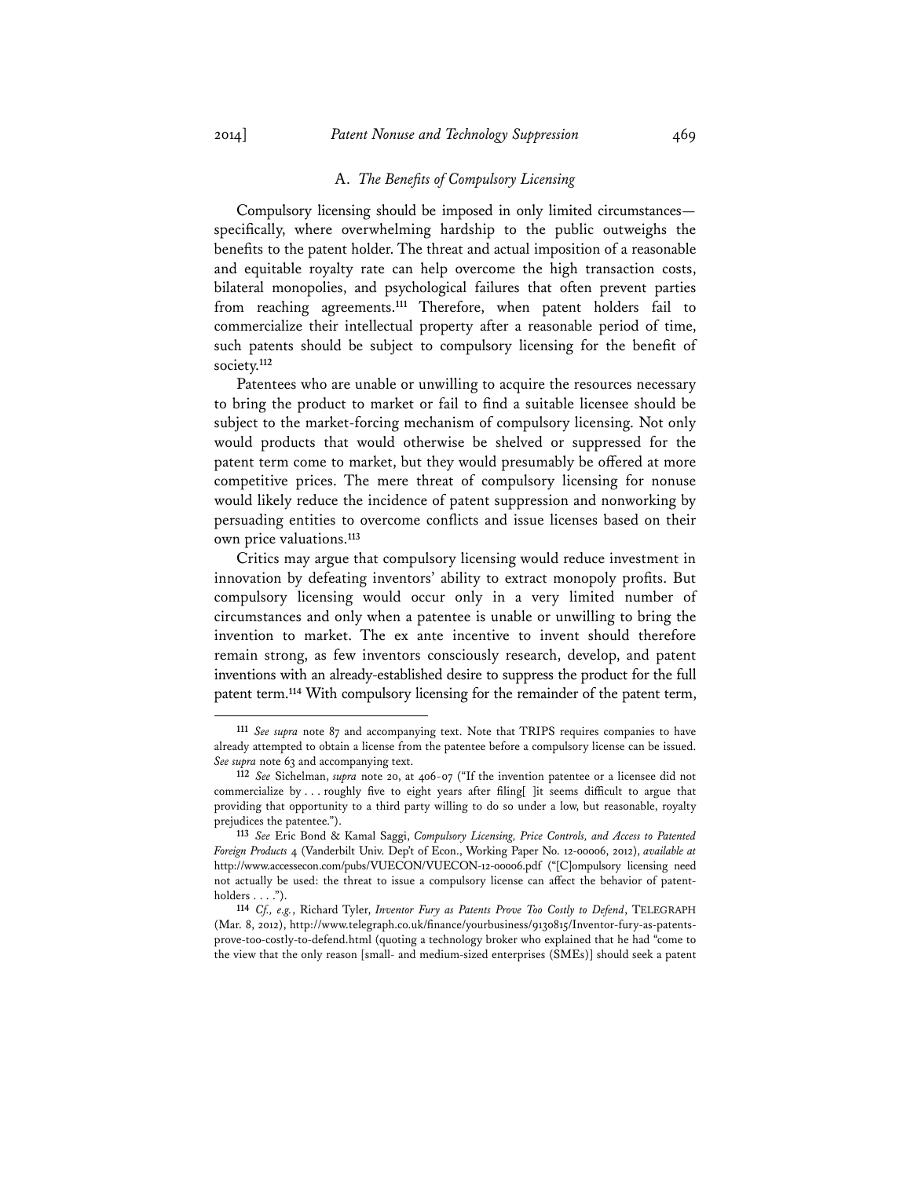### A. *The Benefits of Compulsory Licensing*

Compulsory licensing should be imposed in only limited circumstances—specifically, where overwhelming hardship to the public outweighs the benefits to the patent holder. The threat and actual imposition of a reasonable and equitable royalty rate can help overcome the high transaction costs, bilateral monopolies, and psychological failures that often prevent parties from reaching agreements.[111] Therefore, when patent holders fail to commercialize their intellectual property after a reasonable period of time, such patents should be subject to compulsory licensing for the benefit of society.[112]

Patentees who are unable or unwilling to acquire the resources necessary to bring the product to market or fail to find a suitable licensee should be subject to the market-forcing mechanism of compulsory licensing. Not only would products that would otherwise be shelved or suppressed for the patent term come to market, but they would presumably be offered at more competitive prices. The mere threat of compulsory licensing for nonuse would likely reduce the incidence of patent suppression and nonworking by persuading entities to overcome conflicts and issue licenses based on their own price valuations.[113]

Critics may argue that compulsory licensing would reduce investment in innovation by defeating inventors' ability to extract monopoly profits. But compulsory licensing would occur only in a very limited number of circumstances and only when a patentee is unable or unwilling to bring the invention to market. The ex ante incentive to invent should therefore remain strong, as few inventors consciously research, develop, and patent inventions with an already-established desire to suppress the product for the full patent term.[114] With compulsory licensing for the remainder of the patent term,

---

[111] *See supra* note 87 and accompanying text. Note that TRIPS requires companies to have already attempted to obtain a license from the patentee before a compulsory license can be issued. *See supra* note 63 and accompanying text.

[112] *See* Sichelman, *supra* note 20, at 406-07 ("If the invention patentee or a licensee did not commercialize by . . . roughly five to eight years after filing[ ]it seems difficult to argue that providing that opportunity to a third party willing to do so under a low, but reasonable, royalty prejudices the patentee.").

[113] *See* Eric Bond & Kamal Saggi, *Compulsory Licensing, Price Controls, and Access to Patented Foreign Products* 4 (Vanderbilt Univ. Dep't of Econ., Working Paper No. 12-00006, 2012), *available at* http://www.accessecon.com/pubs/VUECON/VUECON-12-00006.pdf ("[C]ompulsory licensing need not actually be used: the threat to issue a compulsory license can affect the behavior of patent-holders . . . .").

[114] *Cf., e.g.*, Richard Tyler, *Inventor Fury as Patents Prove Too Costly to Defend*, TELEGRAPH (Mar. 8, 2012), http://www.telegraph.co.uk/finance/yourbusiness/9130815/Inventor-fury-as-patents-prove-too-costly-to-defend.html (quoting a technology broker who explained that he had "come to the view that the only reason [small- and medium-sized enterprises (SMEs)] should seek a patent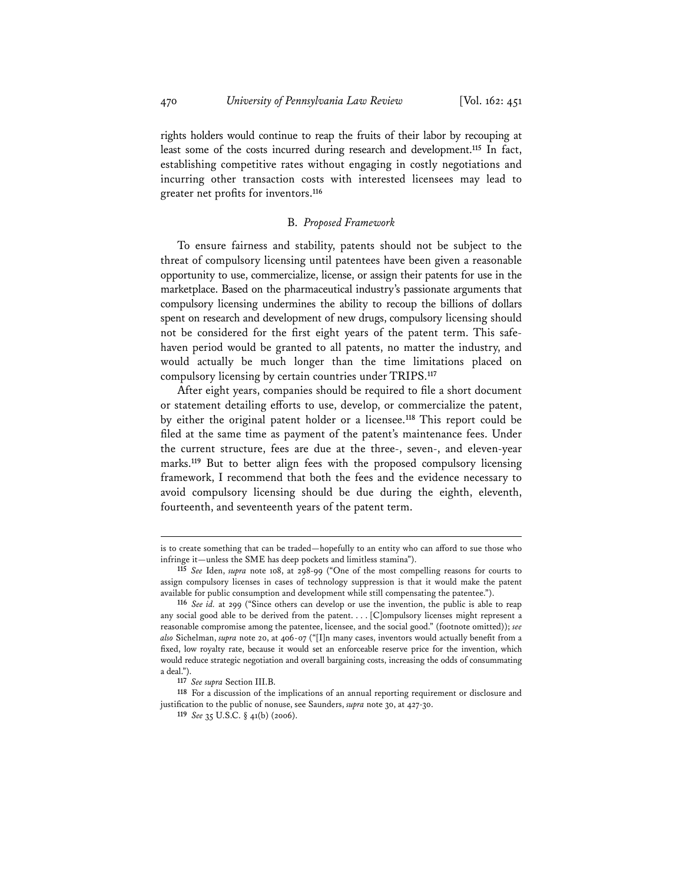rights holders would continue to reap the fruits of their labor by recouping at least some of the costs incurred during research and development.[115] In fact, establishing competitive rates without engaging in costly negotiations and incurring other transaction costs with interested licensees may lead to greater net profits for inventors.[116]

### B. *Proposed Framework*

To ensure fairness and stability, patents should not be subject to the threat of compulsory licensing until patentees have been given a reasonable opportunity to use, commercialize, license, or assign their patents for use in the marketplace. Based on the pharmaceutical industry's passionate arguments that compulsory licensing undermines the ability to recoup the billions of dollars spent on research and development of new drugs, compulsory licensing should not be considered for the first eight years of the patent term. This safe-haven period would be granted to all patents, no matter the industry, and would actually be much longer than the time limitations placed on compulsory licensing by certain countries under TRIPS.[117]

After eight years, companies should be required to file a short document or statement detailing efforts to use, develop, or commercialize the patent, by either the original patent holder or a licensee.[118] This report could be filed at the same time as payment of the patent's maintenance fees. Under the current structure, fees are due at the three-, seven-, and eleven-year marks.[119] But to better align fees with the proposed compulsory licensing framework, I recommend that both the fees and the evidence necessary to avoid compulsory licensing should be due during the eighth, eleventh, fourteenth, and seventeenth years of the patent term.

---

is to create something that can be traded—hopefully to an entity who can afford to sue those who infringe it—unless the SME has deep pockets and limitless stamina").

115 *See* Iden, *supra* note 108, at 298-99 ("One of the most compelling reasons for courts to assign compulsory licenses in cases of technology suppression is that it would make the patent available for public consumption and development while still compensating the patentee.").

116 *See id.* at 299 ("Since others can develop or use the invention, the public is able to reap any social good able to be derived from the patent. . . . [C]ompulsory licenses might represent a reasonable compromise among the patentee, licensee, and the social good." (footnote omitted)); *see also* Sichelman, *supra* note 20, at 406-07 ("[I]n many cases, inventors would actually benefit from a fixed, low royalty rate, because it would set an enforceable reserve price for the invention, which would reduce strategic negotiation and overall bargaining costs, increasing the odds of consummating a deal.").

117 *See supra* Section III.B.

118 For a discussion of the implications of an annual reporting requirement or disclosure and justification to the public of nonuse, see Saunders, *supra* note 30, at 427-30.

119 *See* 35 U.S.C. § 41(b) (2006).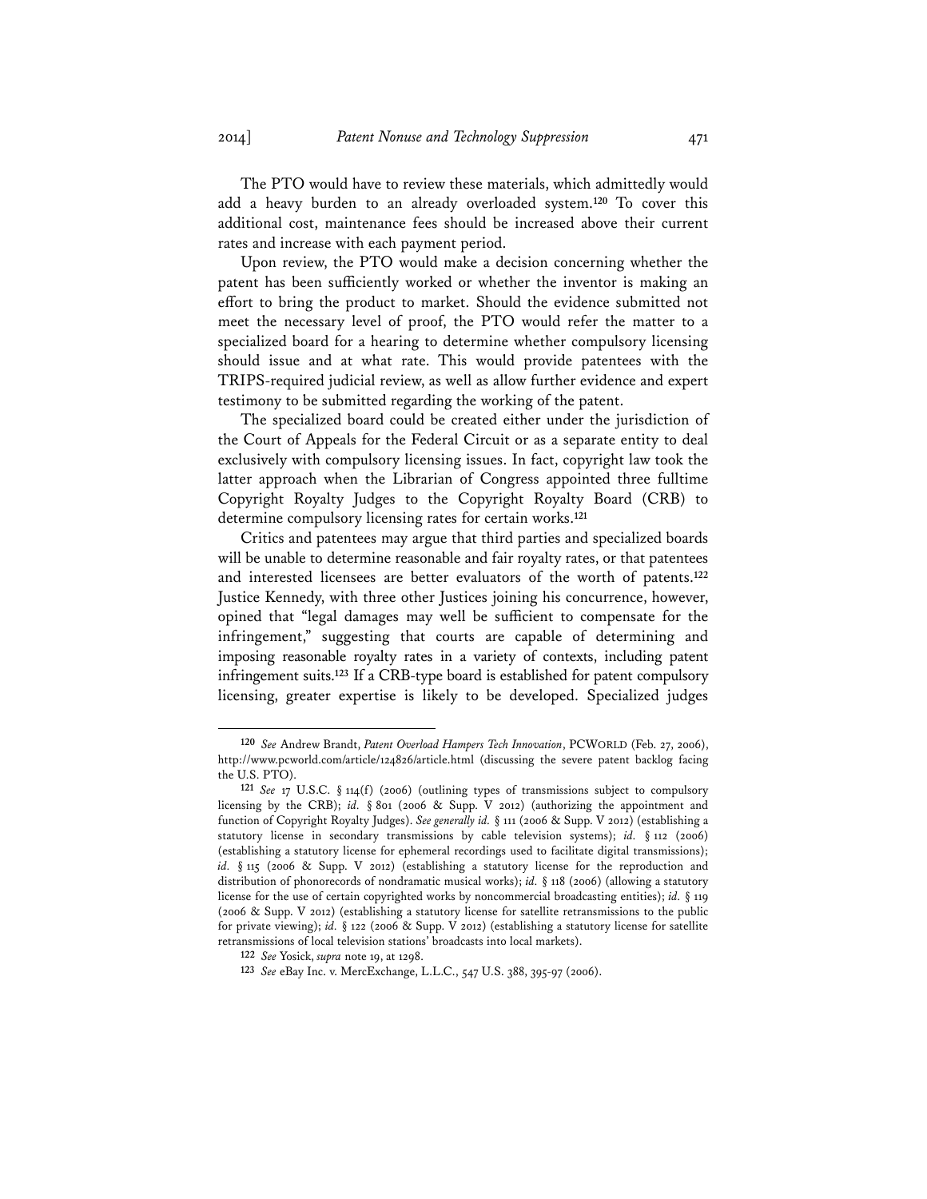The PTO would have to review these materials, which admittedly would add a heavy burden to an already overloaded system.[120] To cover this additional cost, maintenance fees should be increased above their current rates and increase with each payment period.

Upon review, the PTO would make a decision concerning whether the patent has been sufficiently worked or whether the inventor is making an effort to bring the product to market. Should the evidence submitted not meet the necessary level of proof, the PTO would refer the matter to a specialized board for a hearing to determine whether compulsory licensing should issue and at what rate. This would provide patentees with the TRIPS-required judicial review, as well as allow further evidence and expert testimony to be submitted regarding the working of the patent.

The specialized board could be created either under the jurisdiction of the Court of Appeals for the Federal Circuit or as a separate entity to deal exclusively with compulsory licensing issues. In fact, copyright law took the latter approach when the Librarian of Congress appointed three fulltime Copyright Royalty Judges to the Copyright Royalty Board (CRB) to determine compulsory licensing rates for certain works.[121]

Critics and patentees may argue that third parties and specialized boards will be unable to determine reasonable and fair royalty rates, or that patentees and interested licensees are better evaluators of the worth of patents.[122] Justice Kennedy, with three other Justices joining his concurrence, however, opined that "legal damages may well be sufficient to compensate for the infringement," suggesting that courts are capable of determining and imposing reasonable royalty rates in a variety of contexts, including patent infringement suits.[123] If a CRB-type board is established for patent compulsory licensing, greater expertise is likely to be developed. Specialized judges

---

[120] *See* Andrew Brandt, *Patent Overload Hampers Tech Innovation*, PCWORLD (Feb. 27, 2006), http://www.pcworld.com/article/124826/article.html (discussing the severe patent backlog facing the U.S. PTO).

[121] *See* 17 U.S.C. § 114(f) (2006) (outlining types of transmissions subject to compulsory licensing by the CRB); *id.* § 801 (2006 & Supp. V 2012) (authorizing the appointment and function of Copyright Royalty Judges). *See generally id.* § 111 (2006 & Supp. V 2012) (establishing a statutory license in secondary transmissions by cable television systems); *id.* § 112 (2006) (establishing a statutory license for ephemeral recordings used to facilitate digital transmissions); *id.* § 115 (2006 & Supp. V 2012) (establishing a statutory license for the reproduction and distribution of phonorecords of nondramatic musical works); *id.* § 118 (2006) (allowing a statutory license for the use of certain copyrighted works by noncommercial broadcasting entities); *id.* § 119 (2006 & Supp. V 2012) (establishing a statutory license for satellite retransmissions to the public for private viewing); *id.* § 122 (2006 & Supp. V 2012) (establishing a statutory license for satellite retransmissions of local television stations' broadcasts into local markets).

[122] *See* Yosick, *supra* note 19, at 1298.

[123] *See* eBay Inc. v. MercExchange, L.L.C., 547 U.S. 388, 395-97 (2006).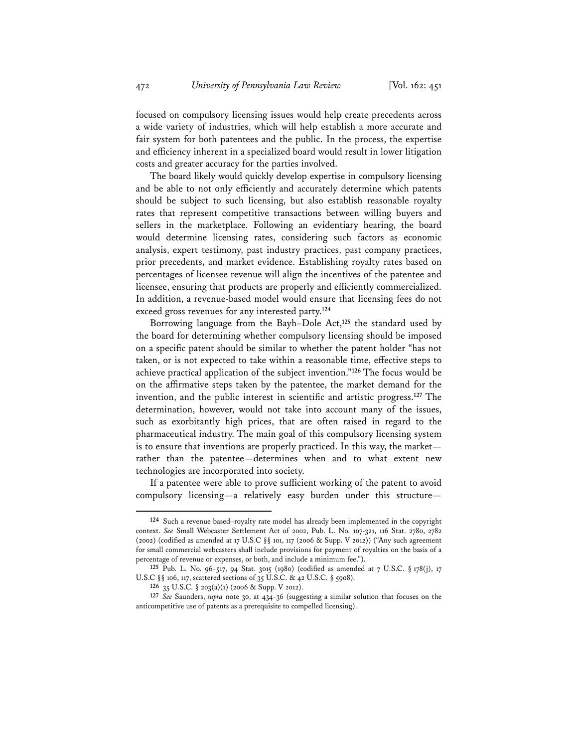focused on compulsory licensing issues would help create precedents across a wide variety of industries, which will help establish a more accurate and fair system for both patentees and the public. In the process, the expertise and efficiency inherent in a specialized board would result in lower litigation costs and greater accuracy for the parties involved.

The board likely would quickly develop expertise in compulsory licensing and be able to not only efficiently and accurately determine which patents should be subject to such licensing, but also establish reasonable royalty rates that represent competitive transactions between willing buyers and sellers in the marketplace. Following an evidentiary hearing, the board would determine licensing rates, considering such factors as economic analysis, expert testimony, past industry practices, past company practices, prior precedents, and market evidence. Establishing royalty rates based on percentages of licensee revenue will align the incentives of the patentee and licensee, ensuring that products are properly and efficiently commercialized. In addition, a revenue-based model would ensure that licensing fees do not exceed gross revenues for any interested party.[124]

Borrowing language from the Bayh–Dole Act,[125] the standard used by the board for determining whether compulsory licensing should be imposed on a specific patent should be similar to whether the patent holder "has not taken, or is not expected to take within a reasonable time, effective steps to achieve practical application of the subject invention."[126] The focus would be on the affirmative steps taken by the patentee, the market demand for the invention, and the public interest in scientific and artistic progress.[127] The determination, however, would not take into account many of the issues, such as exorbitantly high prices, that are often raised in regard to the pharmaceutical industry. The main goal of this compulsory licensing system is to ensure that inventions are properly practiced. In this way, the market—rather than the patentee—determines when and to what extent new technologies are incorporated into society.

If a patentee were able to prove sufficient working of the patent to avoid compulsory licensing—a relatively easy burden under this structure—

---

[124] Such a revenue based–royalty rate model has already been implemented in the copyright context. *See* Small Webcaster Settlement Act of 2002, Pub. L. No. 107-321, 116 Stat. 2780, 2782 (2002) (codified as amended at 17 U.S.C §§ 101, 117 (2006 & Supp. V 2012)) ("Any such agreement for small commercial webcasters shall include provisions for payment of royalties on the basis of a percentage of revenue or expenses, or both, and include a minimum fee.").

[125] Pub. L. No. 96-517, 94 Stat. 3015 (1980) (codified as amended at 7 U.S.C. § 178(j), 17 U.S.C §§ 106, 117, scattered sections of 35 U.S.C. & 42 U.S.C. § 5908).

[126] 35 U.S.C. § 203(a)(1) (2006 & Supp. V 2012).

[127] *See* Saunders, *supra* note 30, at 434-36 (suggesting a similar solution that focuses on the anticompetitive use of patents as a prerequisite to compelled licensing).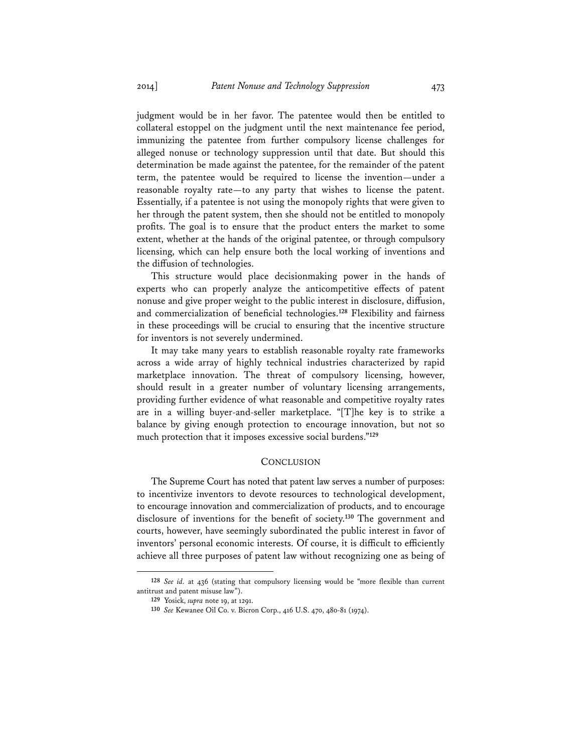judgment would be in her favor. The patentee would then be entitled to collateral estoppel on the judgment until the next maintenance fee period, immunizing the patentee from further compulsory license challenges for alleged nonuse or technology suppression until that date. But should this determination be made against the patentee, for the remainder of the patent term, the patentee would be required to license the invention—under a reasonable royalty rate—to any party that wishes to license the patent. Essentially, if a patentee is not using the monopoly rights that were given to her through the patent system, then she should not be entitled to monopoly profits. The goal is to ensure that the product enters the market to some extent, whether at the hands of the original patentee, or through compulsory licensing, which can help ensure both the local working of inventions and the diffusion of technologies.

This structure would place decisionmaking power in the hands of experts who can properly analyze the anticompetitive effects of patent nonuse and give proper weight to the public interest in disclosure, diffusion, and commercialization of beneficial technologies.[128] Flexibility and fairness in these proceedings will be crucial to ensuring that the incentive structure for inventors is not severely undermined.

It may take many years to establish reasonable royalty rate frameworks across a wide array of highly technical industries characterized by rapid marketplace innovation. The threat of compulsory licensing, however, should result in a greater number of voluntary licensing arrangements, providing further evidence of what reasonable and competitive royalty rates are in a willing buyer-and-seller marketplace. "[T]he key is to strike a balance by giving enough protection to encourage innovation, but not so much protection that it imposes excessive social burdens."[129]

## CONCLUSION

The Supreme Court has noted that patent law serves a number of purposes: to incentivize inventors to devote resources to technological development, to encourage innovation and commercialization of products, and to encourage disclosure of inventions for the benefit of society.[130] The government and courts, however, have seemingly subordinated the public interest in favor of inventors' personal economic interests. Of course, it is difficult to efficiently achieve all three purposes of patent law without recognizing one as being of

---

[128] *See id.* at 436 (stating that compulsory licensing would be "more flexible than current antitrust and patent misuse law").

[129] Yosick, *supra* note 19, at 1291.

[130] *See* Kewanee Oil Co. v. Bicron Corp., 416 U.S. 470, 480-81 (1974).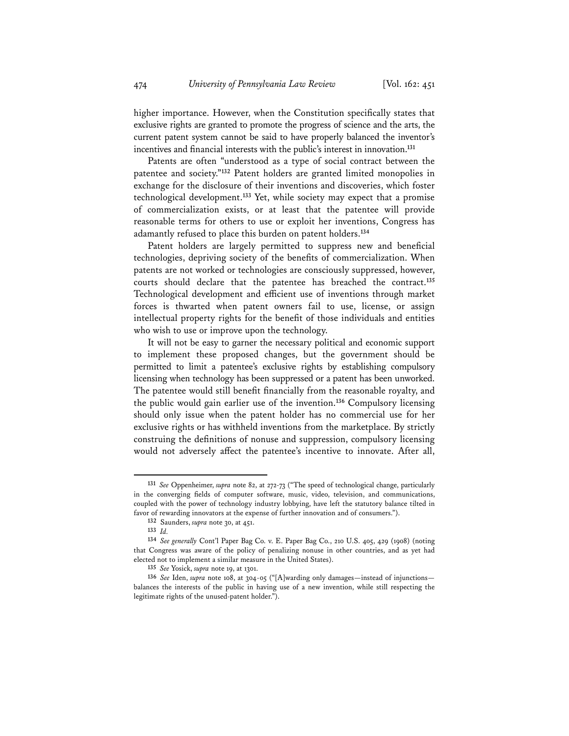higher importance. However, when the Constitution specifically states that exclusive rights are granted to promote the progress of science and the arts, the current patent system cannot be said to have properly balanced the inventor's incentives and financial interests with the public's interest in innovation.[131]

Patents are often "understood as a type of social contract between the patentee and society."[132] Patent holders are granted limited monopolies in exchange for the disclosure of their inventions and discoveries, which foster technological development.[133] Yet, while society may expect that a promise of commercialization exists, or at least that the patentee will provide reasonable terms for others to use or exploit her inventions, Congress has adamantly refused to place this burden on patent holders.[134]

Patent holders are largely permitted to suppress new and beneficial technologies, depriving society of the benefits of commercialization. When patents are not worked or technologies are consciously suppressed, however, courts should declare that the patentee has breached the contract.[135] Technological development and efficient use of inventions through market forces is thwarted when patent owners fail to use, license, or assign intellectual property rights for the benefit of those individuals and entities who wish to use or improve upon the technology.

It will not be easy to garner the necessary political and economic support to implement these proposed changes, but the government should be permitted to limit a patentee's exclusive rights by establishing compulsory licensing when technology has been suppressed or a patent has been unworked. The patentee would still benefit financially from the reasonable royalty, and the public would gain earlier use of the invention.[136] Compulsory licensing should only issue when the patent holder has no commercial use for her exclusive rights or has withheld inventions from the marketplace. By strictly construing the definitions of nonuse and suppression, compulsory licensing would not adversely affect the patentee's incentive to innovate. After all,

---

[131] *See* Oppenheimer, *supra* note 82, at 272-73 ("The speed of technological change, particularly in the converging fields of computer software, music, video, television, and communications, coupled with the power of technology industry lobbying, have left the statutory balance tilted in favor of rewarding innovators at the expense of further innovation and of consumers.").

[132] Saunders, *supra* note 30, at 451.

[133] *Id.*

[134] *See generally* Cont'l Paper Bag Co. v. E. Paper Bag Co., 210 U.S. 405, 429 (1908) (noting that Congress was aware of the policy of penalizing nonuse in other countries, and as yet had elected not to implement a similar measure in the United States).

[135] *See* Yosick, *supra* note 19, at 1301.

[136] *See* Iden, *supra* note 108, at 304-05 ("[A]warding only damages—instead of injunctions—balances the interests of the public in having use of a new invention, while still respecting the legitimate rights of the unused-patent holder.").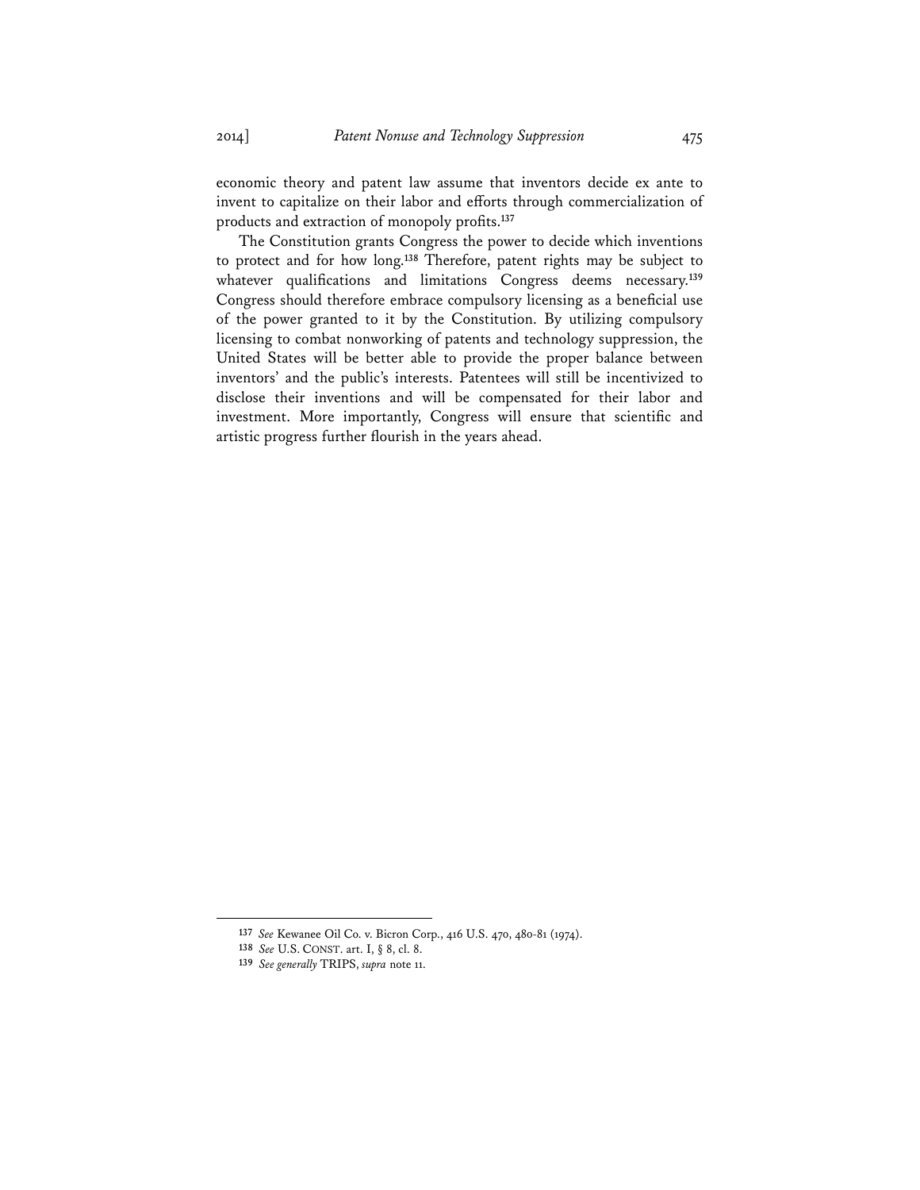economic theory and patent law assume that inventors decide ex ante to invent to capitalize on their labor and efforts through commercialization of products and extraction of monopoly profits.[137]

The Constitution grants Congress the power to decide which inventions to protect and for how long.[138] Therefore, patent rights may be subject to whatever qualifications and limitations Congress deems necessary.[139] Congress should therefore embrace compulsory licensing as a beneficial use of the power granted to it by the Constitution. By utilizing compulsory licensing to combat nonworking of patents and technology suppression, the United States will be better able to provide the proper balance between inventors' and the public's interests. Patentees will still be incentivized to disclose their inventions and will be compensated for their labor and investment. More importantly, Congress will ensure that scientific and artistic progress further flourish in the years ahead.

---

137 *See* Kewanee Oil Co. v. Bicron Corp., 416 U.S. 470, 480-81 (1974).

138 *See* U.S. CONST. art. I, § 8, cl. 8.

139 *See generally* TRIPS, *supra* note 11.